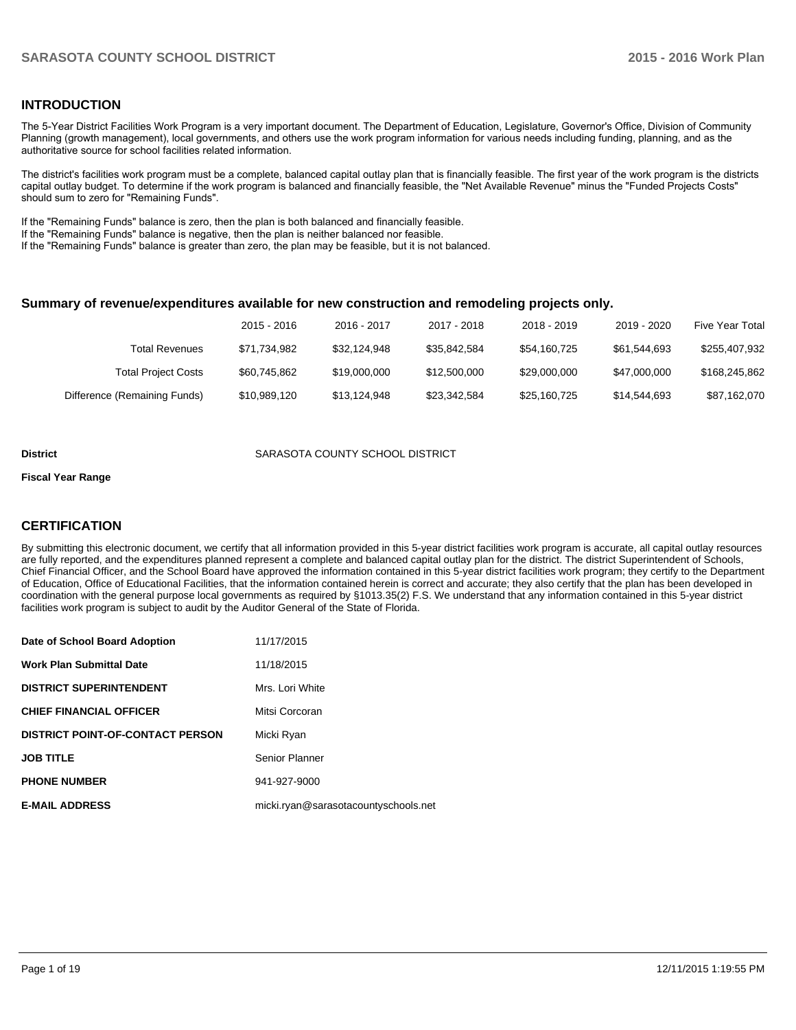## INTRODUCTION

The 5-Year District Facilities Work Program is a very important document. The Department of Education, Legislature, Governor's Office, Division of Community Planning (growth management), local governments, and others use the work program information for various needs including funding, planning, and as the authoritative source for school facilities related information.

The district's facilities work program must be a complete, balanced capital outlay plan that is financially feasible. The first year of the work program is the districts capital outlay budget. To determine if the work program is balanced and financially feasible, the "Net Available Revenue" minus the "Funded Projects Costs" should sum to zero for "Remaining Funds".

If the "Remaining Funds" balance is zero, then the plan is both balanced and financially feasible.
If the "Remaining Funds" balance is negative, then the plan is neither balanced nor feasible.
If the "Remaining Funds" balance is greater than zero, the plan may be feasible, but it is not balanced.

### Summary of revenue/expenditures available for new construction and remodeling projects only.

| | 2015 - 2016 | 2016 - 2017 | 2017 - 2018 | 2018 - 2019 | 2019 - 2020 | Five Year Total |
|---|---|---|---|---|---|---|
| Total Revenues | $71,734,982 | $32,124,948 | $35,842,584 | $54,160,725 | $61,544,693 | $255,407,932 |
| Total Project Costs | $60,745,862 | $19,000,000 | $12,500,000 | $29,000,000 | $47,000,000 | $168,245,862 |
| Difference (Remaining Funds) | $10,989,120 | $13,124,948 | $23,342,584 | $25,160,725 | $14,544,693 | $87,162,070 |

**District** SARASOTA COUNTY SCHOOL DISTRICT

**Fiscal Year Range**

## CERTIFICATION

By submitting this electronic document, we certify that all information provided in this 5-year district facilities work program is accurate, all capital outlay resources are fully reported, and the expenditures planned represent a complete and balanced capital outlay plan for the district. The district Superintendent of Schools, Chief Financial Officer, and the School Board have approved the information contained in this 5-year district facilities work program; they certify to the Department of Education, Office of Educational Facilities, that the information contained herein is correct and accurate; they also certify that the plan has been developed in coordination with the general purpose local governments as required by §1013.35(2) F.S. We understand that any information contained in this 5-year district facilities work program is subject to audit by the Auditor General of the State of Florida.

| | |
|---|---|
| **Date of School Board Adoption** | 11/17/2015 |
| **Work Plan Submittal Date** | 11/18/2015 |
| **DISTRICT SUPERINTENDENT** | Mrs. Lori White |
| **CHIEF FINANCIAL OFFICER** | Mitsi Corcoran |
| **DISTRICT POINT-OF-CONTACT PERSON** | Micki Ryan |
| **JOB TITLE** | Senior Planner |
| **PHONE NUMBER** | 941-927-9000 |
| **E-MAIL ADDRESS** | micki.ryan@sarasotacountyschools.net |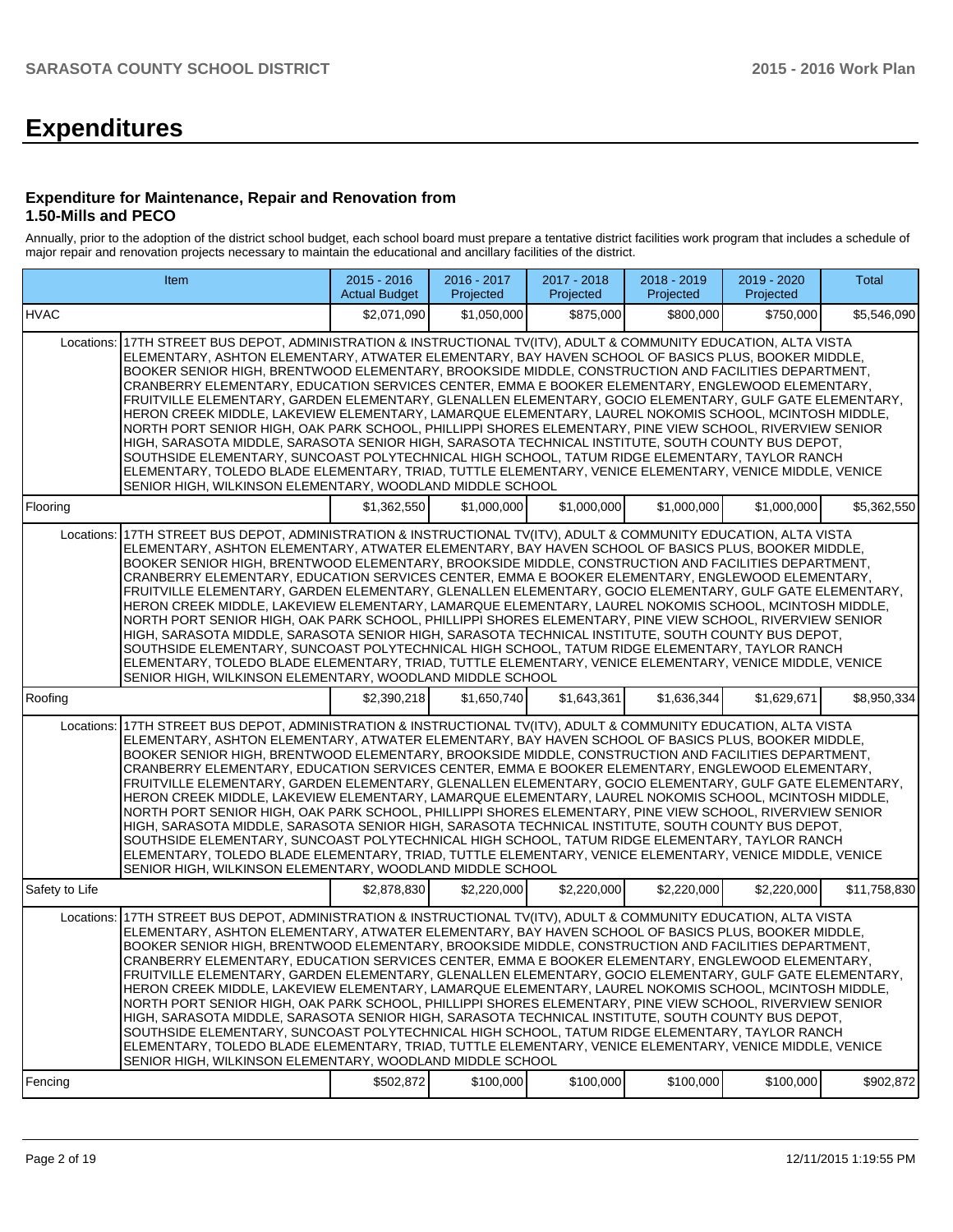# Expenditures

### Expenditure for Maintenance, Repair and Renovation from 1.50-Mills and PECO

Annually, prior to the adoption of the district school budget, each school board must prepare a tentative district facilities work program that includes a schedule of major repair and renovation projects necessary to maintain the educational and ancillary facilities of the district.

| Item | | 2015 - 2016 Actual Budget | 2016 - 2017 Projected | 2017 - 2018 Projected | 2018 - 2019 Projected | 2019 - 2020 Projected | Total |
|---|---|---|---|---|---|---|---|
| HVAC | | $2,071,090 | $1,050,000 | $875,000 | $800,000 | $750,000 | $5,546,090 |
| Locations: | 17TH STREET BUS DEPOT, ADMINISTRATION & INSTRUCTIONAL TV(ITV), ADULT & COMMUNITY EDUCATION, ALTA VISTA ELEMENTARY, ASHTON ELEMENTARY, ATWATER ELEMENTARY, BAY HAVEN SCHOOL OF BASICS PLUS, BOOKER MIDDLE, BOOKER SENIOR HIGH, BRENTWOOD ELEMENTARY, BROOKSIDE MIDDLE, CONSTRUCTION AND FACILITIES DEPARTMENT, CRANBERRY ELEMENTARY, EDUCATION SERVICES CENTER, EMMA E BOOKER ELEMENTARY, ENGLEWOOD ELEMENTARY, FRUITVILLE ELEMENTARY, GARDEN ELEMENTARY, GLENALLEN ELEMENTARY, GOCIO ELEMENTARY, GULF GATE ELEMENTARY, HERON CREEK MIDDLE, LAKEVIEW ELEMENTARY, LAMARQUE ELEMENTARY, LAUREL NOKOMIS SCHOOL, MCINTOSH MIDDLE, NORTH PORT SENIOR HIGH, OAK PARK SCHOOL, PHILLIPPI SHORES ELEMENTARY, PINE VIEW SCHOOL, RIVERVIEW SENIOR HIGH, SARASOTA MIDDLE, SARASOTA SENIOR HIGH, SARASOTA TECHNICAL INSTITUTE, SOUTH COUNTY BUS DEPOT, SOUTHSIDE ELEMENTARY, SUNCOAST POLYTECHNICAL HIGH SCHOOL, TATUM RIDGE ELEMENTARY, TAYLOR RANCH ELEMENTARY, TOLEDO BLADE ELEMENTARY, TRIAD, TUTTLE ELEMENTARY, VENICE ELEMENTARY, VENICE MIDDLE, VENICE SENIOR HIGH, WILKINSON ELEMENTARY, WOODLAND MIDDLE SCHOOL | | | | | | |
| Flooring | | $1,362,550 | $1,000,000 | $1,000,000 | $1,000,000 | $1,000,000 | $5,362,550 |
| Locations: | 17TH STREET BUS DEPOT, ADMINISTRATION & INSTRUCTIONAL TV(ITV), ADULT & COMMUNITY EDUCATION, ALTA VISTA ELEMENTARY, ASHTON ELEMENTARY, ATWATER ELEMENTARY, BAY HAVEN SCHOOL OF BASICS PLUS, BOOKER MIDDLE, BOOKER SENIOR HIGH, BRENTWOOD ELEMENTARY, BROOKSIDE MIDDLE, CONSTRUCTION AND FACILITIES DEPARTMENT, CRANBERRY ELEMENTARY, EDUCATION SERVICES CENTER, EMMA E BOOKER ELEMENTARY, ENGLEWOOD ELEMENTARY, FRUITVILLE ELEMENTARY, GARDEN ELEMENTARY, GLENALLEN ELEMENTARY, GOCIO ELEMENTARY, GULF GATE ELEMENTARY, HERON CREEK MIDDLE, LAKEVIEW ELEMENTARY, LAMARQUE ELEMENTARY, LAUREL NOKOMIS SCHOOL, MCINTOSH MIDDLE, NORTH PORT SENIOR HIGH, OAK PARK SCHOOL, PHILLIPPI SHORES ELEMENTARY, PINE VIEW SCHOOL, RIVERVIEW SENIOR HIGH, SARASOTA MIDDLE, SARASOTA SENIOR HIGH, SARASOTA TECHNICAL INSTITUTE, SOUTH COUNTY BUS DEPOT, SOUTHSIDE ELEMENTARY, SUNCOAST POLYTECHNICAL HIGH SCHOOL, TATUM RIDGE ELEMENTARY, TAYLOR RANCH ELEMENTARY, TOLEDO BLADE ELEMENTARY, TRIAD, TUTTLE ELEMENTARY, VENICE ELEMENTARY, VENICE MIDDLE, VENICE SENIOR HIGH, WILKINSON ELEMENTARY, WOODLAND MIDDLE SCHOOL | | | | | | |
| Roofing | | $2,390,218 | $1,650,740 | $1,643,361 | $1,636,344 | $1,629,671 | $8,950,334 |
| Locations: | 17TH STREET BUS DEPOT, ADMINISTRATION & INSTRUCTIONAL TV(ITV), ADULT & COMMUNITY EDUCATION, ALTA VISTA ELEMENTARY, ASHTON ELEMENTARY, ATWATER ELEMENTARY, BAY HAVEN SCHOOL OF BASICS PLUS, BOOKER MIDDLE, BOOKER SENIOR HIGH, BRENTWOOD ELEMENTARY, BROOKSIDE MIDDLE, CONSTRUCTION AND FACILITIES DEPARTMENT, CRANBERRY ELEMENTARY, EDUCATION SERVICES CENTER, EMMA E BOOKER ELEMENTARY, ENGLEWOOD ELEMENTARY, FRUITVILLE ELEMENTARY, GARDEN ELEMENTARY, GLENALLEN ELEMENTARY, GOCIO ELEMENTARY, GULF GATE ELEMENTARY, HERON CREEK MIDDLE, LAKEVIEW ELEMENTARY, LAMARQUE ELEMENTARY, LAUREL NOKOMIS SCHOOL, MCINTOSH MIDDLE, NORTH PORT SENIOR HIGH, OAK PARK SCHOOL, PHILLIPPI SHORES ELEMENTARY, PINE VIEW SCHOOL, RIVERVIEW SENIOR HIGH, SARASOTA MIDDLE, SARASOTA SENIOR HIGH, SARASOTA TECHNICAL INSTITUTE, SOUTH COUNTY BUS DEPOT, SOUTHSIDE ELEMENTARY, SUNCOAST POLYTECHNICAL HIGH SCHOOL, TATUM RIDGE ELEMENTARY, TAYLOR RANCH ELEMENTARY, TOLEDO BLADE ELEMENTARY, TRIAD, TUTTLE ELEMENTARY, VENICE ELEMENTARY, VENICE MIDDLE, VENICE SENIOR HIGH, WILKINSON ELEMENTARY, WOODLAND MIDDLE SCHOOL | | | | | | |
| Safety to Life | | $2,878,830 | $2,220,000 | $2,220,000 | $2,220,000 | $2,220,000 | $11,758,830 |
| Locations: | 17TH STREET BUS DEPOT, ADMINISTRATION & INSTRUCTIONAL TV(ITV), ADULT & COMMUNITY EDUCATION, ALTA VISTA ELEMENTARY, ASHTON ELEMENTARY, ATWATER ELEMENTARY, BAY HAVEN SCHOOL OF BASICS PLUS, BOOKER MIDDLE, BOOKER SENIOR HIGH, BRENTWOOD ELEMENTARY, BROOKSIDE MIDDLE, CONSTRUCTION AND FACILITIES DEPARTMENT, CRANBERRY ELEMENTARY, EDUCATION SERVICES CENTER, EMMA E BOOKER ELEMENTARY, ENGLEWOOD ELEMENTARY, FRUITVILLE ELEMENTARY, GARDEN ELEMENTARY, GLENALLEN ELEMENTARY, GOCIO ELEMENTARY, GULF GATE ELEMENTARY, HERON CREEK MIDDLE, LAKEVIEW ELEMENTARY, LAMARQUE ELEMENTARY, LAUREL NOKOMIS SCHOOL, MCINTOSH MIDDLE, NORTH PORT SENIOR HIGH, OAK PARK SCHOOL, PHILLIPPI SHORES ELEMENTARY, PINE VIEW SCHOOL, RIVERVIEW SENIOR HIGH, SARASOTA MIDDLE, SARASOTA SENIOR HIGH, SARASOTA TECHNICAL INSTITUTE, SOUTH COUNTY BUS DEPOT, SOUTHSIDE ELEMENTARY, SUNCOAST POLYTECHNICAL HIGH SCHOOL, TATUM RIDGE ELEMENTARY, TAYLOR RANCH ELEMENTARY, TOLEDO BLADE ELEMENTARY, TRIAD, TUTTLE ELEMENTARY, VENICE ELEMENTARY, VENICE MIDDLE, VENICE SENIOR HIGH, WILKINSON ELEMENTARY, WOODLAND MIDDLE SCHOOL | | | | | | |
| Fencing | | $502,872 | $100,000 | $100,000 | $100,000 | $100,000 | $902,872 |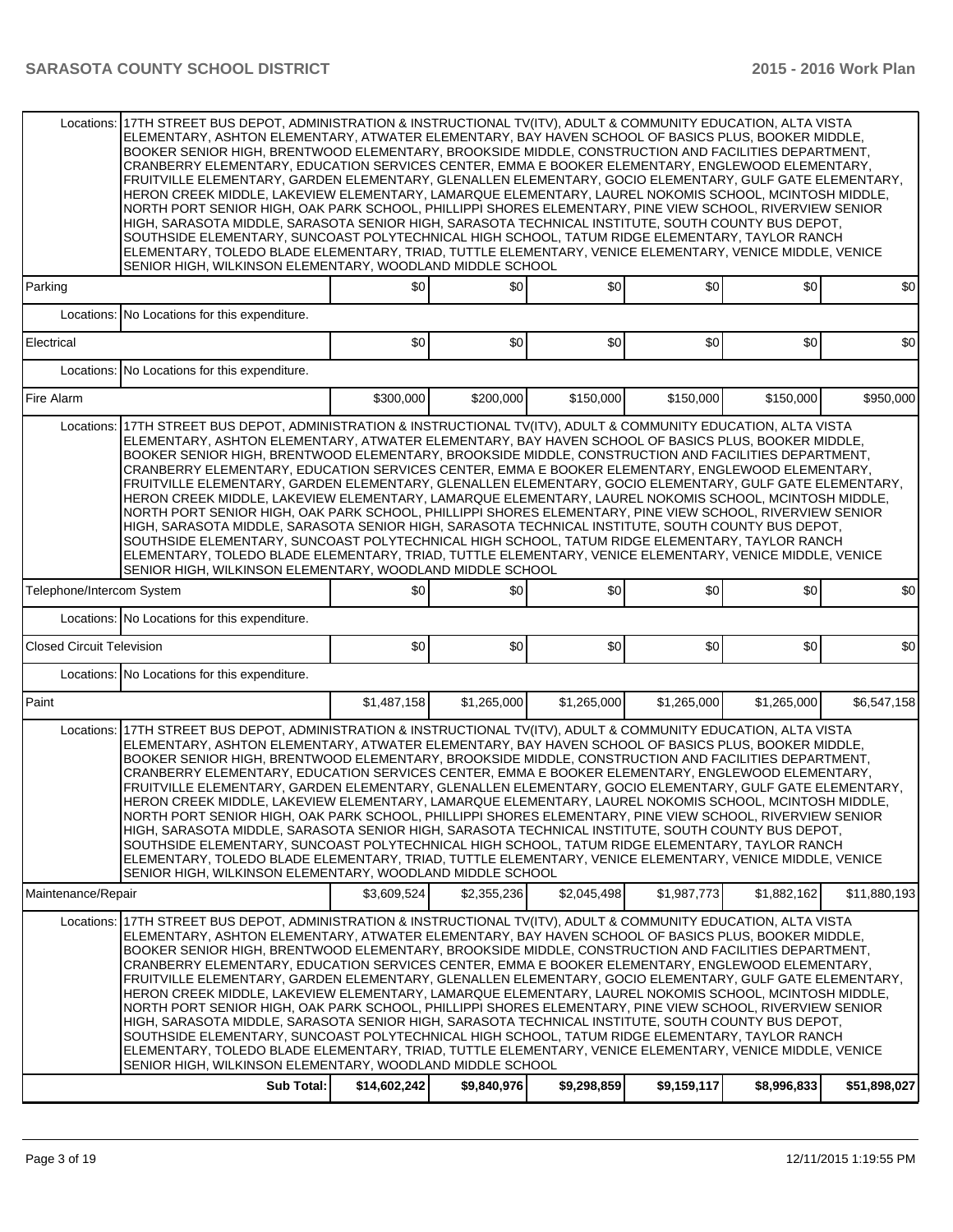| | | | | | | | |
|---|---|---|---|---|---|---|---|
| Locations: | 17TH STREET BUS DEPOT, ADMINISTRATION & INSTRUCTIONAL TV(ITV), ADULT & COMMUNITY EDUCATION, ALTA VISTA ELEMENTARY, ASHTON ELEMENTARY, ATWATER ELEMENTARY, BAY HAVEN SCHOOL OF BASICS PLUS, BOOKER MIDDLE, BOOKER SENIOR HIGH, BRENTWOOD ELEMENTARY, BROOKSIDE MIDDLE, CONSTRUCTION AND FACILITIES DEPARTMENT, CRANBERRY ELEMENTARY, EDUCATION SERVICES CENTER, EMMA E BOOKER ELEMENTARY, ENGLEWOOD ELEMENTARY, FRUITVILLE ELEMENTARY, GARDEN ELEMENTARY, GLENALLEN ELEMENTARY, GOCIO ELEMENTARY, GULF GATE ELEMENTARY, HERON CREEK MIDDLE, LAKEVIEW ELEMENTARY, LAMARQUE ELEMENTARY, LAUREL NOKOMIS SCHOOL, MCINTOSH MIDDLE, NORTH PORT SENIOR HIGH, OAK PARK SCHOOL, PHILLIPPI SHORES ELEMENTARY, PINE VIEW SCHOOL, RIVERVIEW SENIOR HIGH, SARASOTA MIDDLE, SARASOTA SENIOR HIGH, SARASOTA TECHNICAL INSTITUTE, SOUTH COUNTY BUS DEPOT, SOUTHSIDE ELEMENTARY, SUNCOAST POLYTECHNICAL HIGH SCHOOL, TATUM RIDGE ELEMENTARY, TAYLOR RANCH ELEMENTARY, TOLEDO BLADE ELEMENTARY, TRIAD, TUTTLE ELEMENTARY, VENICE ELEMENTARY, VENICE MIDDLE, VENICE SENIOR HIGH, WILKINSON ELEMENTARY, WOODLAND MIDDLE SCHOOL | | | | | | |
| Parking | | $0 | $0 | $0 | $0 | $0 | $0 |
| Locations: | No Locations for this expenditure. | | | | | | |
| Electrical | | $0 | $0 | $0 | $0 | $0 | $0 |
| Locations: | No Locations for this expenditure. | | | | | | |
| Fire Alarm | | $300,000 | $200,000 | $150,000 | $150,000 | $150,000 | $950,000 |
| Locations: | 17TH STREET BUS DEPOT, ADMINISTRATION & INSTRUCTIONAL TV(ITV), ADULT & COMMUNITY EDUCATION, ALTA VISTA ELEMENTARY, ASHTON ELEMENTARY, ATWATER ELEMENTARY, BAY HAVEN SCHOOL OF BASICS PLUS, BOOKER MIDDLE, BOOKER SENIOR HIGH, BRENTWOOD ELEMENTARY, BROOKSIDE MIDDLE, CONSTRUCTION AND FACILITIES DEPARTMENT, CRANBERRY ELEMENTARY, EDUCATION SERVICES CENTER, EMMA E BOOKER ELEMENTARY, ENGLEWOOD ELEMENTARY, FRUITVILLE ELEMENTARY, GARDEN ELEMENTARY, GLENALLEN ELEMENTARY, GOCIO ELEMENTARY, GULF GATE ELEMENTARY, HERON CREEK MIDDLE, LAKEVIEW ELEMENTARY, LAMARQUE ELEMENTARY, LAUREL NOKOMIS SCHOOL, MCINTOSH MIDDLE, NORTH PORT SENIOR HIGH, OAK PARK SCHOOL, PHILLIPPI SHORES ELEMENTARY, PINE VIEW SCHOOL, RIVERVIEW SENIOR HIGH, SARASOTA MIDDLE, SARASOTA SENIOR HIGH, SARASOTA TECHNICAL INSTITUTE, SOUTH COUNTY BUS DEPOT, SOUTHSIDE ELEMENTARY, SUNCOAST POLYTECHNICAL HIGH SCHOOL, TATUM RIDGE ELEMENTARY, TAYLOR RANCH ELEMENTARY, TOLEDO BLADE ELEMENTARY, TRIAD, TUTTLE ELEMENTARY, VENICE ELEMENTARY, VENICE MIDDLE, VENICE SENIOR HIGH, WILKINSON ELEMENTARY, WOODLAND MIDDLE SCHOOL | | | | | | |
| Telephone/Intercom System | | $0 | $0 | $0 | $0 | $0 | $0 |
| Locations: | No Locations for this expenditure. | | | | | | |
| Closed Circuit Television | | $0 | $0 | $0 | $0 | $0 | $0 |
| Locations: | No Locations for this expenditure. | | | | | | |
| Paint | | $1,487,158 | $1,265,000 | $1,265,000 | $1,265,000 | $1,265,000 | $6,547,158 |
| Locations: | 17TH STREET BUS DEPOT, ADMINISTRATION & INSTRUCTIONAL TV(ITV), ADULT & COMMUNITY EDUCATION, ALTA VISTA ELEMENTARY, ASHTON ELEMENTARY, ATWATER ELEMENTARY, BAY HAVEN SCHOOL OF BASICS PLUS, BOOKER MIDDLE, BOOKER SENIOR HIGH, BRENTWOOD ELEMENTARY, BROOKSIDE MIDDLE, CONSTRUCTION AND FACILITIES DEPARTMENT, CRANBERRY ELEMENTARY, EDUCATION SERVICES CENTER, EMMA E BOOKER ELEMENTARY, ENGLEWOOD ELEMENTARY, FRUITVILLE ELEMENTARY, GARDEN ELEMENTARY, GLENALLEN ELEMENTARY, GOCIO ELEMENTARY, GULF GATE ELEMENTARY, HERON CREEK MIDDLE, LAKEVIEW ELEMENTARY, LAMARQUE ELEMENTARY, LAUREL NOKOMIS SCHOOL, MCINTOSH MIDDLE, NORTH PORT SENIOR HIGH, OAK PARK SCHOOL, PHILLIPPI SHORES ELEMENTARY, PINE VIEW SCHOOL, RIVERVIEW SENIOR HIGH, SARASOTA MIDDLE, SARASOTA SENIOR HIGH, SARASOTA TECHNICAL INSTITUTE, SOUTH COUNTY BUS DEPOT, SOUTHSIDE ELEMENTARY, SUNCOAST POLYTECHNICAL HIGH SCHOOL, TATUM RIDGE ELEMENTARY, TAYLOR RANCH ELEMENTARY, TOLEDO BLADE ELEMENTARY, TRIAD, TUTTLE ELEMENTARY, VENICE ELEMENTARY, VENICE MIDDLE, VENICE SENIOR HIGH, WILKINSON ELEMENTARY, WOODLAND MIDDLE SCHOOL | | | | | | |
| Maintenance/Repair | | $3,609,524 | $2,355,236 | $2,045,498 | $1,987,773 | $1,882,162 | $11,880,193 |
| Locations: | 17TH STREET BUS DEPOT, ADMINISTRATION & INSTRUCTIONAL TV(ITV), ADULT & COMMUNITY EDUCATION, ALTA VISTA ELEMENTARY, ASHTON ELEMENTARY, ATWATER ELEMENTARY, BAY HAVEN SCHOOL OF BASICS PLUS, BOOKER MIDDLE, BOOKER SENIOR HIGH, BRENTWOOD ELEMENTARY, BROOKSIDE MIDDLE, CONSTRUCTION AND FACILITIES DEPARTMENT, CRANBERRY ELEMENTARY, EDUCATION SERVICES CENTER, EMMA E BOOKER ELEMENTARY, ENGLEWOOD ELEMENTARY, FRUITVILLE ELEMENTARY, GARDEN ELEMENTARY, GLENALLEN ELEMENTARY, GOCIO ELEMENTARY, GULF GATE ELEMENTARY, HERON CREEK MIDDLE, LAKEVIEW ELEMENTARY, LAMARQUE ELEMENTARY, LAUREL NOKOMIS SCHOOL, MCINTOSH MIDDLE, NORTH PORT SENIOR HIGH, OAK PARK SCHOOL, PHILLIPPI SHORES ELEMENTARY, PINE VIEW SCHOOL, RIVERVIEW SENIOR HIGH, SARASOTA MIDDLE, SARASOTA SENIOR HIGH, SARASOTA TECHNICAL INSTITUTE, SOUTH COUNTY BUS DEPOT, SOUTHSIDE ELEMENTARY, SUNCOAST POLYTECHNICAL HIGH SCHOOL, TATUM RIDGE ELEMENTARY, TAYLOR RANCH ELEMENTARY, TOLEDO BLADE ELEMENTARY, TRIAD, TUTTLE ELEMENTARY, VENICE ELEMENTARY, VENICE MIDDLE, VENICE SENIOR HIGH, WILKINSON ELEMENTARY, WOODLAND MIDDLE SCHOOL | | | | | | |
| | **Sub Total:** | **$14,602,242** | **$9,840,976** | **$9,298,859** | **$9,159,117** | **$8,996,833** | **$51,898,027** |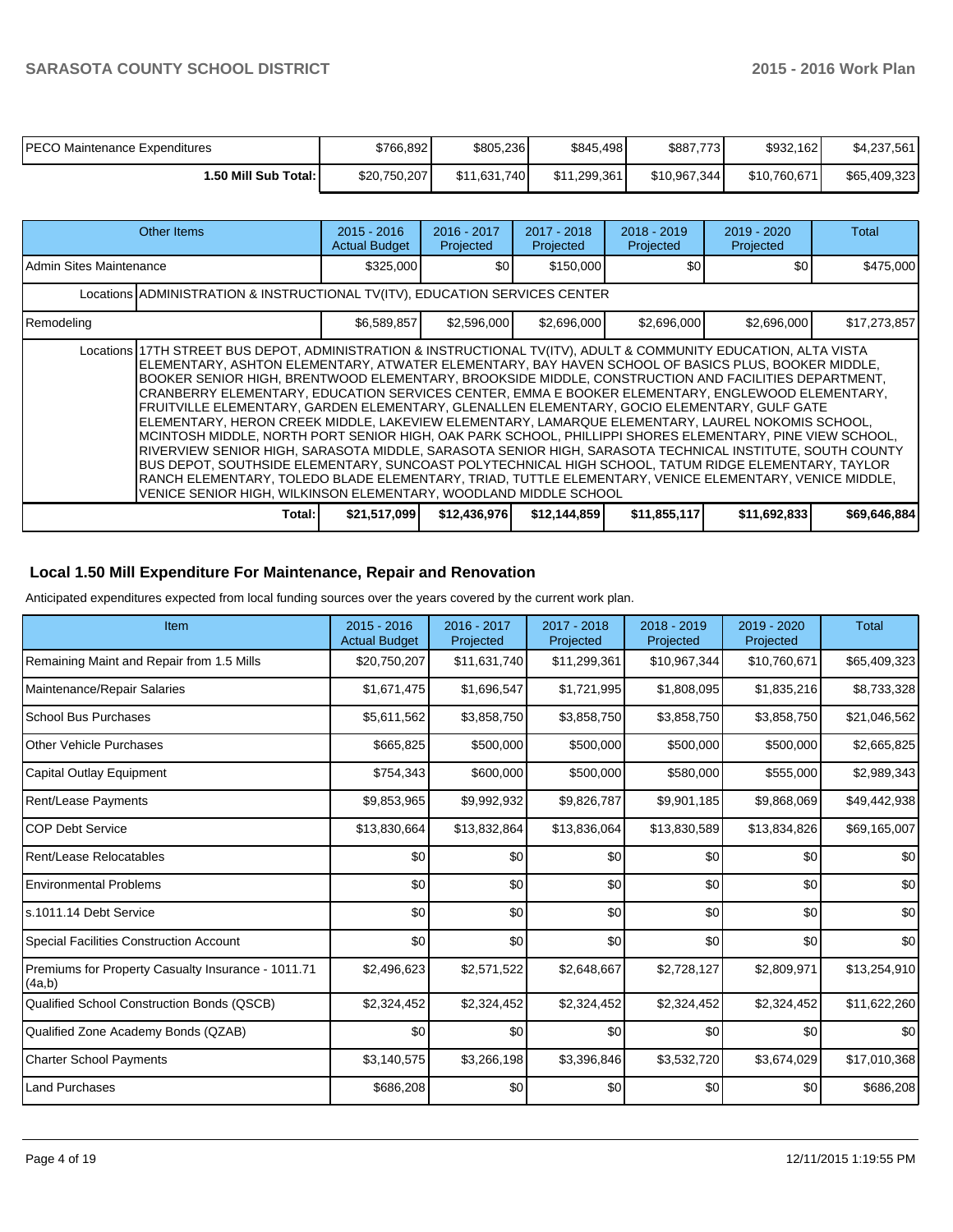| PECO Maintenance Expenditures | $766,892 | $805,236 | $845,498 | $887,773 | $932,162 | $4,237,561 |
|---|---|---|---|---|---|---|
| **1.50 Mill Sub Total:** | $20,750,207 | $11,631,740 | $11,299,361 | $10,967,344 | $10,760,671 | $65,409,323 |

| Other Items | | 2015 - 2016 Actual Budget | 2016 - 2017 Projected | 2017 - 2018 Projected | 2018 - 2019 Projected | 2019 - 2020 Projected | Total |
|---|---|---|---|---|---|---|---|
| Admin Sites Maintenance | | $325,000 | $0 | $150,000 | $0 | $0 | $475,000 |
| | Locations | ADMINISTRATION & INSTRUCTIONAL TV(ITV), EDUCATION SERVICES CENTER | | | | | |
| Remodeling | | $6,589,857 | $2,596,000 | $2,696,000 | $2,696,000 | $2,696,000 | $17,273,857 |
| | Locations | 17TH STREET BUS DEPOT, ADMINISTRATION & INSTRUCTIONAL TV(ITV), ADULT & COMMUNITY EDUCATION, ALTA VISTA ELEMENTARY, ASHTON ELEMENTARY, ATWATER ELEMENTARY, BAY HAVEN SCHOOL OF BASICS PLUS, BOOKER MIDDLE, BOOKER SENIOR HIGH, BRENTWOOD ELEMENTARY, BROOKSIDE MIDDLE, CONSTRUCTION AND FACILITIES DEPARTMENT, CRANBERRY ELEMENTARY, EDUCATION SERVICES CENTER, EMMA E BOOKER ELEMENTARY, ENGLEWOOD ELEMENTARY, FRUITVILLE ELEMENTARY, GARDEN ELEMENTARY, GLENALLEN ELEMENTARY, GOCIO ELEMENTARY, GULF GATE ELEMENTARY, HERON CREEK MIDDLE, LAKEVIEW ELEMENTARY, LAMARQUE ELEMENTARY, LAUREL NOKOMIS SCHOOL, MCINTOSH MIDDLE, NORTH PORT SENIOR HIGH, OAK PARK SCHOOL, PHILLIPPI SHORES ELEMENTARY, PINE VIEW SCHOOL, RIVERVIEW SENIOR HIGH, SARASOTA MIDDLE, SARASOTA SENIOR HIGH, SARASOTA TECHNICAL INSTITUTE, SOUTH COUNTY BUS DEPOT, SOUTHSIDE ELEMENTARY, SUNCOAST POLYTECHNICAL HIGH SCHOOL, TATUM RIDGE ELEMENTARY, TAYLOR RANCH ELEMENTARY, TOLEDO BLADE ELEMENTARY, TRIAD, TUTTLE ELEMENTARY, VENICE ELEMENTARY, VENICE MIDDLE, VENICE SENIOR HIGH, WILKINSON ELEMENTARY, WOODLAND MIDDLE SCHOOL | | | | | |
| | **Total:** | **$21,517,099** | **$12,436,976** | **$12,144,859** | **$11,855,117** | **$11,692,833** | **$69,646,884** |

## Local 1.50 Mill Expenditure For Maintenance, Repair and Renovation

Anticipated expenditures expected from local funding sources over the years covered by the current work plan.

| Item | 2015 - 2016 Actual Budget | 2016 - 2017 Projected | 2017 - 2018 Projected | 2018 - 2019 Projected | 2019 - 2020 Projected | Total |
|---|---|---|---|---|---|---|
| Remaining Maint and Repair from 1.5 Mills | $20,750,207 | $11,631,740 | $11,299,361 | $10,967,344 | $10,760,671 | $65,409,323 |
| Maintenance/Repair Salaries | $1,671,475 | $1,696,547 | $1,721,995 | $1,808,095 | $1,835,216 | $8,733,328 |
| School Bus Purchases | $5,611,562 | $3,858,750 | $3,858,750 | $3,858,750 | $3,858,750 | $21,046,562 |
| Other Vehicle Purchases | $665,825 | $500,000 | $500,000 | $500,000 | $500,000 | $2,665,825 |
| Capital Outlay Equipment | $754,343 | $600,000 | $500,000 | $580,000 | $555,000 | $2,989,343 |
| Rent/Lease Payments | $9,853,965 | $9,992,932 | $9,826,787 | $9,901,185 | $9,868,069 | $49,442,938 |
| COP Debt Service | $13,830,664 | $13,832,864 | $13,836,064 | $13,830,589 | $13,834,826 | $69,165,007 |
| Rent/Lease Relocatables | $0 | $0 | $0 | $0 | $0 | $0 |
| Environmental Problems | $0 | $0 | $0 | $0 | $0 | $0 |
| s.1011.14 Debt Service | $0 | $0 | $0 | $0 | $0 | $0 |
| Special Facilities Construction Account | $0 | $0 | $0 | $0 | $0 | $0 |
| Premiums for Property Casualty Insurance - 1011.71 (4a,b) | $2,496,623 | $2,571,522 | $2,648,667 | $2,728,127 | $2,809,971 | $13,254,910 |
| Qualified School Construction Bonds (QSCB) | $2,324,452 | $2,324,452 | $2,324,452 | $2,324,452 | $2,324,452 | $11,622,260 |
| Qualified Zone Academy Bonds (QZAB) | $0 | $0 | $0 | $0 | $0 | $0 |
| Charter School Payments | $3,140,575 | $3,266,198 | $3,396,846 | $3,532,720 | $3,674,029 | $17,010,368 |
| Land Purchases | $686,208 | $0 | $0 | $0 | $0 | $686,208 |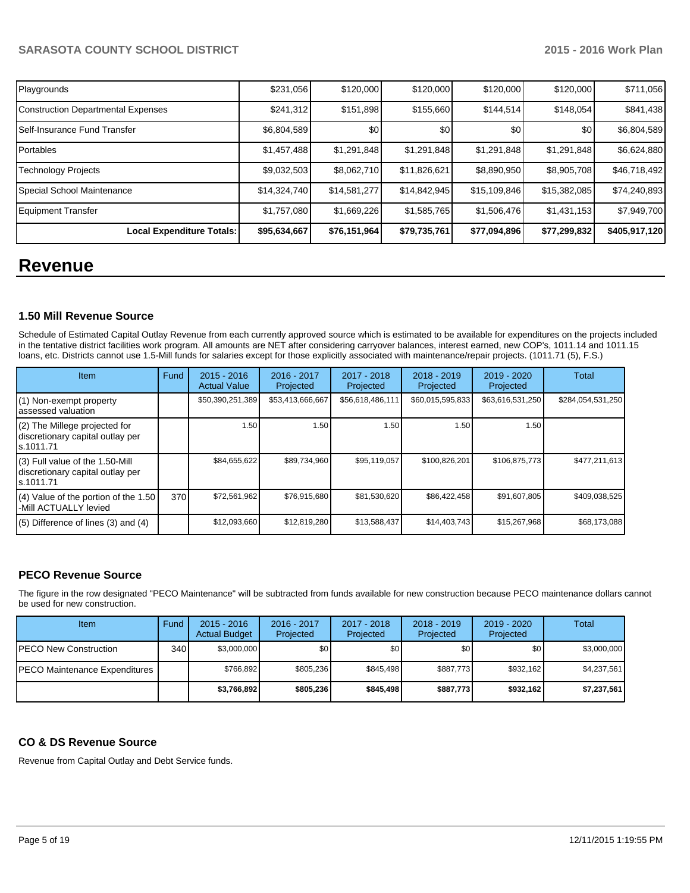| Playgrounds | $231,056 | $120,000 | $120,000 | $120,000 | $120,000 | $711,056 |
|---|---|---|---|---|---|---|
| Construction Departmental Expenses | $241,312 | $151,898 | $155,660 | $144,514 | $148,054 | $841,438 |
| Self-Insurance Fund Transfer | $6,804,589 | $0 | $0 | $0 | $0 | $6,804,589 |
| Portables | $1,457,488 | $1,291,848 | $1,291,848 | $1,291,848 | $1,291,848 | $6,624,880 |
| Technology Projects | $9,032,503 | $8,062,710 | $11,826,621 | $8,890,950 | $8,905,708 | $46,718,492 |
| Special School Maintenance | $14,324,740 | $14,581,277 | $14,842,945 | $15,109,846 | $15,382,085 | $74,240,893 |
| Equipment Transfer | $1,757,080 | $1,669,226 | $1,585,765 | $1,506,476 | $1,431,153 | $7,949,700 |
| **Local Expenditure Totals:** | **$95,634,667** | **$76,151,964** | **$79,735,761** | **$77,094,896** | **$77,299,832** | **$405,917,120** |

# Revenue

### 1.50 Mill Revenue Source

Schedule of Estimated Capital Outlay Revenue from each currently approved source which is estimated to be available for expenditures on the projects included in the tentative district facilities work program. All amounts are NET after considering carryover balances, interest earned, new COP's, 1011.14 and 1011.15 loans, etc. Districts cannot use 1.5-Mill funds for salaries except for those explicitly associated with maintenance/repair projects. (1011.71 (5), F.S.)

| Item | Fund | 2015 - 2016 Actual Value | 2016 - 2017 Projected | 2017 - 2018 Projected | 2018 - 2019 Projected | 2019 - 2020 Projected | Total |
|---|---|---|---|---|---|---|---|
| (1) Non-exempt property assessed valuation | | $50,390,251,389 | $53,413,666,667 | $56,618,486,111 | $60,015,595,833 | $63,616,531,250 | $284,054,531,250 |
| (2) The Millege projected for discretionary capital outlay per s.1011.71 | | 1.50 | 1.50 | 1.50 | 1.50 | 1.50 | |
| (3) Full value of the 1.50-Mill discretionary capital outlay per s.1011.71 | | $84,655,622 | $89,734,960 | $95,119,057 | $100,826,201 | $106,875,773 | $477,211,613 |
| (4) Value of the portion of the 1.50 -Mill ACTUALLY levied | 370 | $72,561,962 | $76,915,680 | $81,530,620 | $86,422,458 | $91,607,805 | $409,038,525 |
| (5) Difference of lines (3) and (4) | | $12,093,660 | $12,819,280 | $13,588,437 | $14,403,743 | $15,267,968 | $68,173,088 |

### PECO Revenue Source

The figure in the row designated "PECO Maintenance" will be subtracted from funds available for new construction because PECO maintenance dollars cannot be used for new construction.

| Item | Fund | 2015 - 2016 Actual Budget | 2016 - 2017 Projected | 2017 - 2018 Projected | 2018 - 2019 Projected | 2019 - 2020 Projected | Total |
|---|---|---|---|---|---|---|---|
| PECO New Construction | 340 | $3,000,000 | $0 | $0 | $0 | $0 | $3,000,000 |
| PECO Maintenance Expenditures | | $766,892 | $805,236 | $845,498 | $887,773 | $932,162 | $4,237,561 |
| | | **$3,766,892** | **$805,236** | **$845,498** | **$887,773** | **$932,162** | **$7,237,561** |

### CO & DS Revenue Source

Revenue from Capital Outlay and Debt Service funds.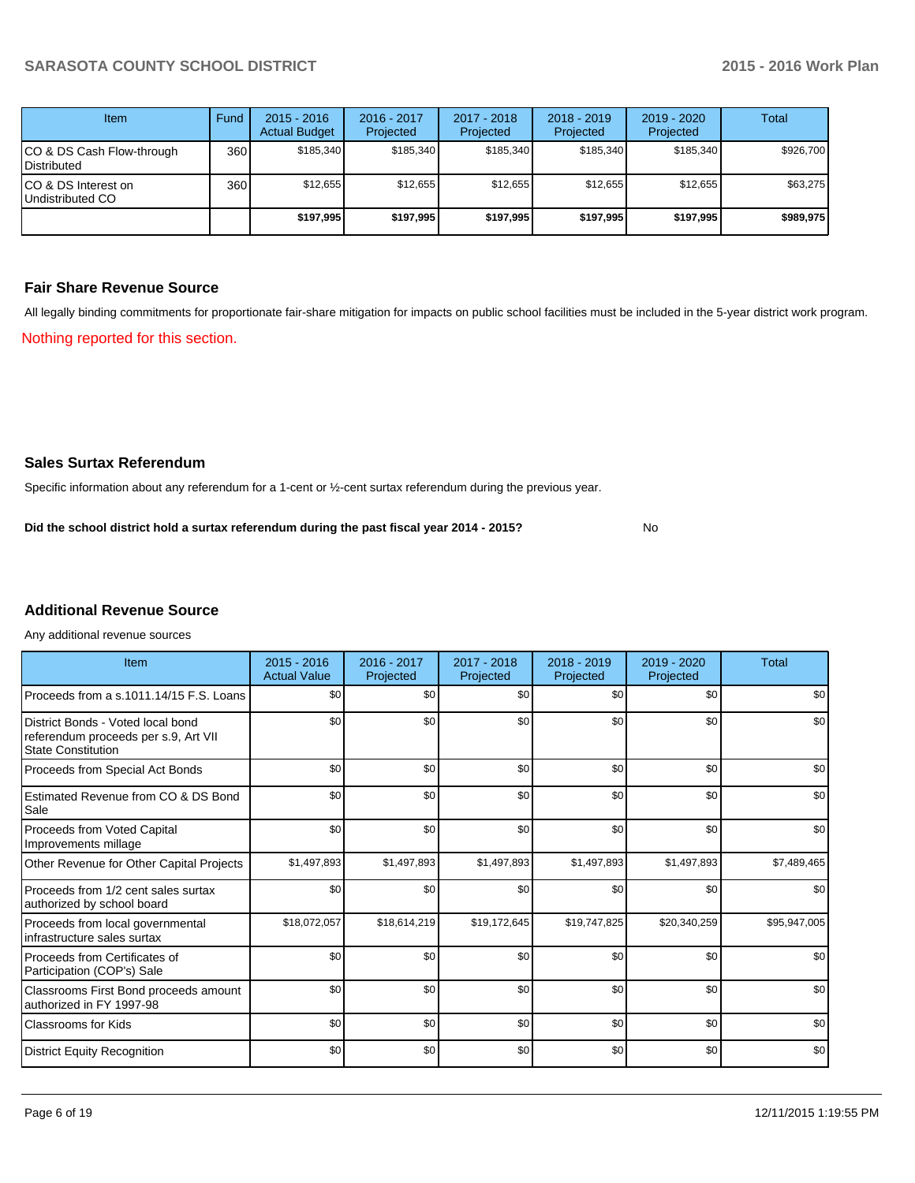| Item | Fund | 2015 - 2016 Actual Budget | 2016 - 2017 Projected | 2017 - 2018 Projected | 2018 - 2019 Projected | 2019 - 2020 Projected | Total |
|---|---|---|---|---|---|---|---|
| CO & DS Cash Flow-through Distributed | 360 | $185,340 | $185,340 | $185,340 | $185,340 | $185,340 | $926,700 |
| CO & DS Interest on Undistributed CO | 360 | $12,655 | $12,655 | $12,655 | $12,655 | $12,655 | $63,275 |
| | | **$197,995** | **$197,995** | **$197,995** | **$197,995** | **$197,995** | **$989,975** |

## Fair Share Revenue Source

All legally binding commitments for proportionate fair-share mitigation for impacts on public school facilities must be included in the 5-year district work program.

Nothing reported for this section.

## Sales Surtax Referendum

Specific information about any referendum for a 1-cent or ½-cent surtax referendum during the previous year.

**Did the school district hold a surtax referendum during the past fiscal year 2014 - 2015?** No

## Additional Revenue Source

Any additional revenue sources

| Item | 2015 - 2016 Actual Value | 2016 - 2017 Projected | 2017 - 2018 Projected | 2018 - 2019 Projected | 2019 - 2020 Projected | Total |
|---|---|---|---|---|---|---|
| Proceeds from a s.1011.14/15 F.S. Loans | $0 | $0 | $0 | $0 | $0 | $0 |
| District Bonds - Voted local bond referendum proceeds per s.9, Art VII State Constitution | $0 | $0 | $0 | $0 | $0 | $0 |
| Proceeds from Special Act Bonds | $0 | $0 | $0 | $0 | $0 | $0 |
| Estimated Revenue from CO & DS Bond Sale | $0 | $0 | $0 | $0 | $0 | $0 |
| Proceeds from Voted Capital Improvements millage | $0 | $0 | $0 | $0 | $0 | $0 |
| Other Revenue for Other Capital Projects | $1,497,893 | $1,497,893 | $1,497,893 | $1,497,893 | $1,497,893 | $7,489,465 |
| Proceeds from 1/2 cent sales surtax authorized by school board | $0 | $0 | $0 | $0 | $0 | $0 |
| Proceeds from local governmental infrastructure sales surtax | $18,072,057 | $18,614,219 | $19,172,645 | $19,747,825 | $20,340,259 | $95,947,005 |
| Proceeds from Certificates of Participation (COP's) Sale | $0 | $0 | $0 | $0 | $0 | $0 |
| Classrooms First Bond proceeds amount authorized in FY 1997-98 | $0 | $0 | $0 | $0 | $0 | $0 |
| Classrooms for Kids | $0 | $0 | $0 | $0 | $0 | $0 |
| District Equity Recognition | $0 | $0 | $0 | $0 | $0 | $0 |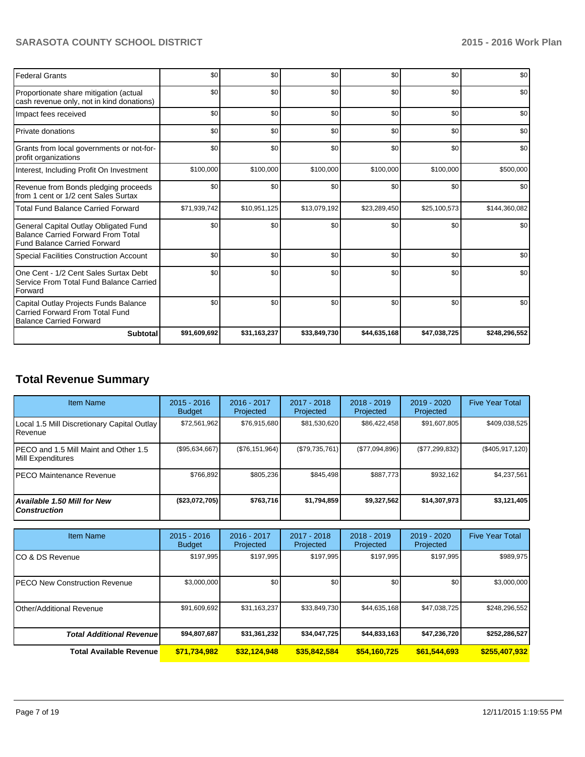| | | | | | | |
|---|---|---|---|---|---|---|
| Federal Grants | $0 | $0 | $0 | $0 | $0 | $0 |
| Proportionate share mitigation (actual cash revenue only, not in kind donations) | $0 | $0 | $0 | $0 | $0 | $0 |
| Impact fees received | $0 | $0 | $0 | $0 | $0 | $0 |
| Private donations | $0 | $0 | $0 | $0 | $0 | $0 |
| Grants from local governments or not-for-profit organizations | $0 | $0 | $0 | $0 | $0 | $0 |
| Interest, Including Profit On Investment | $100,000 | $100,000 | $100,000 | $100,000 | $100,000 | $500,000 |
| Revenue from Bonds pledging proceeds from 1 cent or 1/2 cent Sales Surtax | $0 | $0 | $0 | $0 | $0 | $0 |
| Total Fund Balance Carried Forward | $71,939,742 | $10,951,125 | $13,079,192 | $23,289,450 | $25,100,573 | $144,360,082 |
| General Capital Outlay Obligated Fund Balance Carried Forward From Total Fund Balance Carried Forward | $0 | $0 | $0 | $0 | $0 | $0 |
| Special Facilities Construction Account | $0 | $0 | $0 | $0 | $0 | $0 |
| One Cent - 1/2 Cent Sales Surtax Debt Service From Total Fund Balance Carried Forward | $0 | $0 | $0 | $0 | $0 | $0 |
| Capital Outlay Projects Funds Balance Carried Forward From Total Fund Balance Carried Forward | $0 | $0 | $0 | $0 | $0 | $0 |
| **Subtotal** | **$91,609,692** | **$31,163,237** | **$33,849,730** | **$44,635,168** | **$47,038,725** | **$248,296,552** |

## Total Revenue Summary

| Item Name | 2015 - 2016 Budget | 2016 - 2017 Projected | 2017 - 2018 Projected | 2018 - 2019 Projected | 2019 - 2020 Projected | Five Year Total |
|---|---|---|---|---|---|---|
| Local 1.5 Mill Discretionary Capital Outlay Revenue | $72,561,962 | $76,915,680 | $81,530,620 | $86,422,458 | $91,607,805 | $409,038,525 |
| PECO and 1.5 Mill Maint and Other 1.5 Mill Expenditures | ($95,634,667) | ($76,151,964) | ($79,735,761) | ($77,094,896) | ($77,299,832) | ($405,917,120) |
| PECO Maintenance Revenue | $766,892 | $805,236 | $845,498 | $887,773 | $932,162 | $4,237,561 |
| ***Available 1.50 Mill for New Construction*** | **($23,072,705)** | **$763,716** | **$1,794,859** | **$9,327,562** | **$14,307,973** | **$3,121,405** |

| Item Name | 2015 - 2016 Budget | 2016 - 2017 Projected | 2017 - 2018 Projected | 2018 - 2019 Projected | 2019 - 2020 Projected | Five Year Total |
|---|---|---|---|---|---|---|
| CO & DS Revenue | $197,995 | $197,995 | $197,995 | $197,995 | $197,995 | $989,975 |
| PECO New Construction Revenue | $3,000,000 | $0 | $0 | $0 | $0 | $3,000,000 |
| Other/Additional Revenue | $91,609,692 | $31,163,237 | $33,849,730 | $44,635,168 | $47,038,725 | $248,296,552 |
| ***Total Additional Revenue*** | **$94,807,687** | **$31,361,232** | **$34,047,725** | **$44,833,163** | **$47,236,720** | **$252,286,527** |
| **Total Available Revenue** | **$71,734,982** | **$32,124,948** | **$35,842,584** | **$54,160,725** | **$61,544,693** | **$255,407,932** |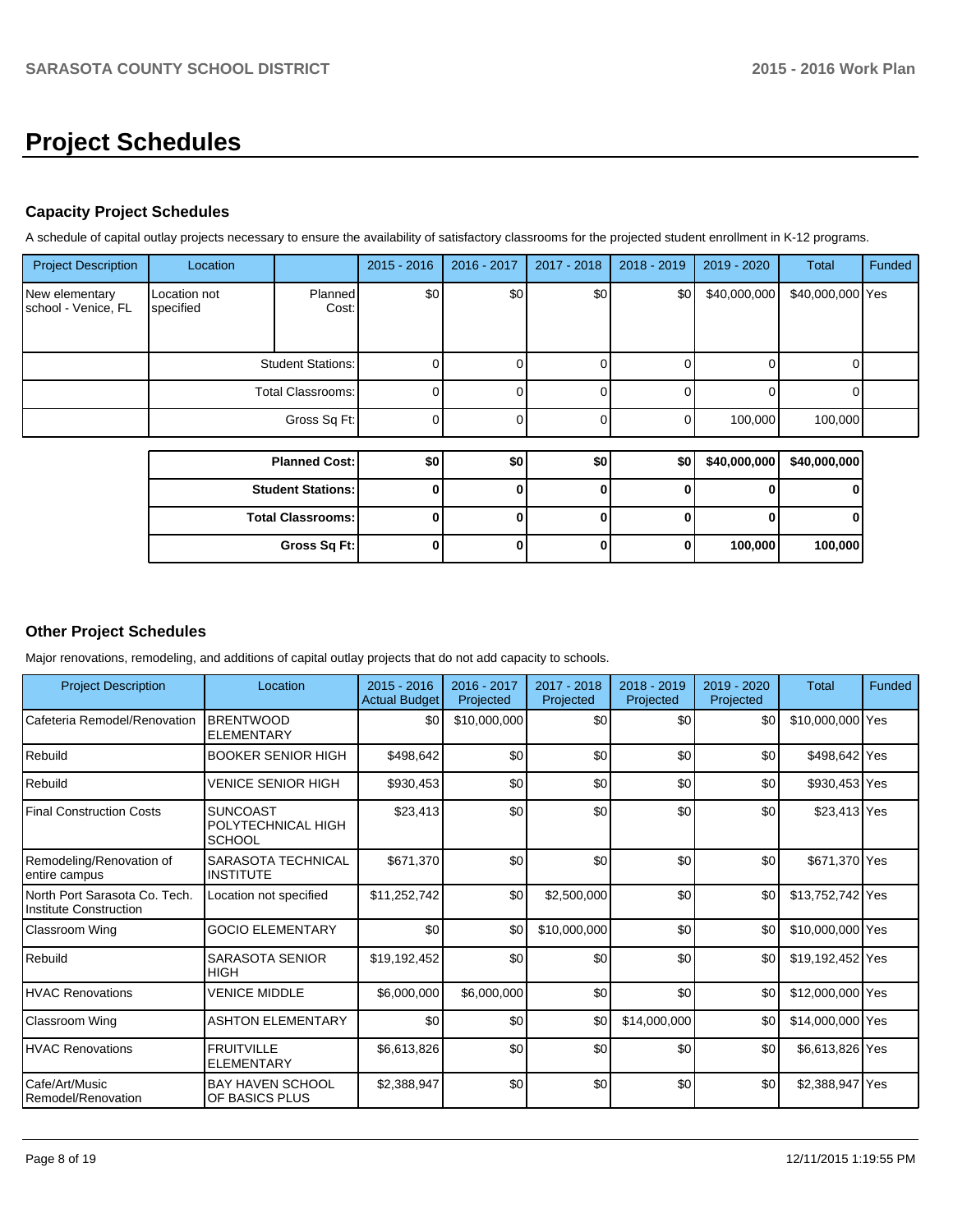# Project Schedules

## Capacity Project Schedules

A schedule of capital outlay projects necessary to ensure the availability of satisfactory classrooms for the projected student enrollment in K-12 programs.

| Project Description | Location | | 2015 - 2016 | 2016 - 2017 | 2017 - 2018 | 2018 - 2019 | 2019 - 2020 | Total | Funded |
|---|---|---|---|---|---|---|---|---|---|
| New elementary school - Venice, FL | Location not specified | Planned Cost: | $0 | $0 | $0 | $0 | $40,000,000 | $40,000,000 | Yes |
| | | Student Stations: | 0 | 0 | 0 | 0 | 0 | 0 | |
| | | Total Classrooms: | 0 | 0 | 0 | 0 | 0 | 0 | |
| | | Gross Sq Ft: | 0 | 0 | 0 | 0 | 100,000 | 100,000 | |

| | 2015 - 2016 | 2016 - 2017 | 2017 - 2018 | 2018 - 2019 | 2019 - 2020 | Total |
|---|---|---|---|---|---|---|
| **Planned Cost:** | **$0** | **$0** | **$0** | **$0** | **$40,000,000** | **$40,000,000** |
| **Student Stations:** | **0** | **0** | **0** | **0** | **0** | **0** |
| **Total Classrooms:** | **0** | **0** | **0** | **0** | **0** | **0** |
| **Gross Sq Ft:** | **0** | **0** | **0** | **0** | **100,000** | **100,000** |

## Other Project Schedules

Major renovations, remodeling, and additions of capital outlay projects that do not add capacity to schools.

| Project Description | Location | 2015 - 2016 Actual Budget | 2016 - 2017 Projected | 2017 - 2018 Projected | 2018 - 2019 Projected | 2019 - 2020 Projected | Total | Funded |
|---|---|---|---|---|---|---|---|---|
| Cafeteria Remodel/Renovation | BRENTWOOD ELEMENTARY | $0 | $10,000,000 | $0 | $0 | $0 | $10,000,000 | Yes |
| Rebuild | BOOKER SENIOR HIGH | $498,642 | $0 | $0 | $0 | $0 | $498,642 | Yes |
| Rebuild | VENICE SENIOR HIGH | $930,453 | $0 | $0 | $0 | $0 | $930,453 | Yes |
| Final Construction Costs | SUNCOAST POLYTECHNICAL HIGH SCHOOL | $23,413 | $0 | $0 | $0 | $0 | $23,413 | Yes |
| Remodeling/Renovation of entire campus | SARASOTA TECHNICAL INSTITUTE | $671,370 | $0 | $0 | $0 | $0 | $671,370 | Yes |
| North Port Sarasota Co. Tech. Institute Construction | Location not specified | $11,252,742 | $0 | $2,500,000 | $0 | $0 | $13,752,742 | Yes |
| Classroom Wing | GOCIO ELEMENTARY | $0 | $0 | $10,000,000 | $0 | $0 | $10,000,000 | Yes |
| Rebuild | SARASOTA SENIOR HIGH | $19,192,452 | $0 | $0 | $0 | $0 | $19,192,452 | Yes |
| HVAC Renovations | VENICE MIDDLE | $6,000,000 | $6,000,000 | $0 | $0 | $0 | $12,000,000 | Yes |
| Classroom Wing | ASHTON ELEMENTARY | $0 | $0 | $0 | $14,000,000 | $0 | $14,000,000 | Yes |
| HVAC Renovations | FRUITVILLE ELEMENTARY | $6,613,826 | $0 | $0 | $0 | $0 | $6,613,826 | Yes |
| Cafe/Art/Music Remodel/Renovation | BAY HAVEN SCHOOL OF BASICS PLUS | $2,388,947 | $0 | $0 | $0 | $0 | $2,388,947 | Yes |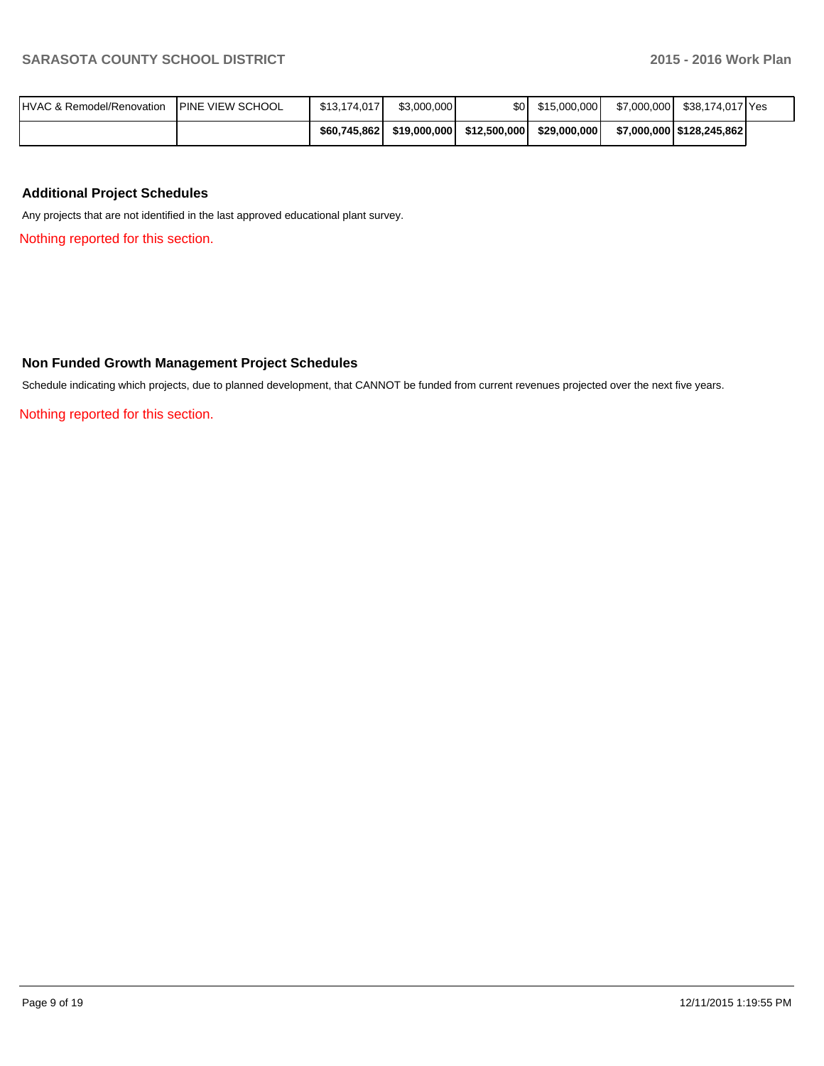| | | | | | | | | |
|---|---|---|---|---|---|---|---|---|
| HVAC & Remodel/Renovation | PINE VIEW SCHOOL | $13,174,017 | $3,000,000 | $0 | $15,000,000 | $7,000,000 | $38,174,017 | Yes |
| | | **$60,745,862** | **$19,000,000** | **$12,500,000** | **$29,000,000** | **$7,000,000** | **$128,245,862** | |

## Additional Project Schedules

Any projects that are not identified in the last approved educational plant survey.

Nothing reported for this section.

## Non Funded Growth Management Project Schedules

Schedule indicating which projects, due to planned development, that CANNOT be funded from current revenues projected over the next five years.

Nothing reported for this section.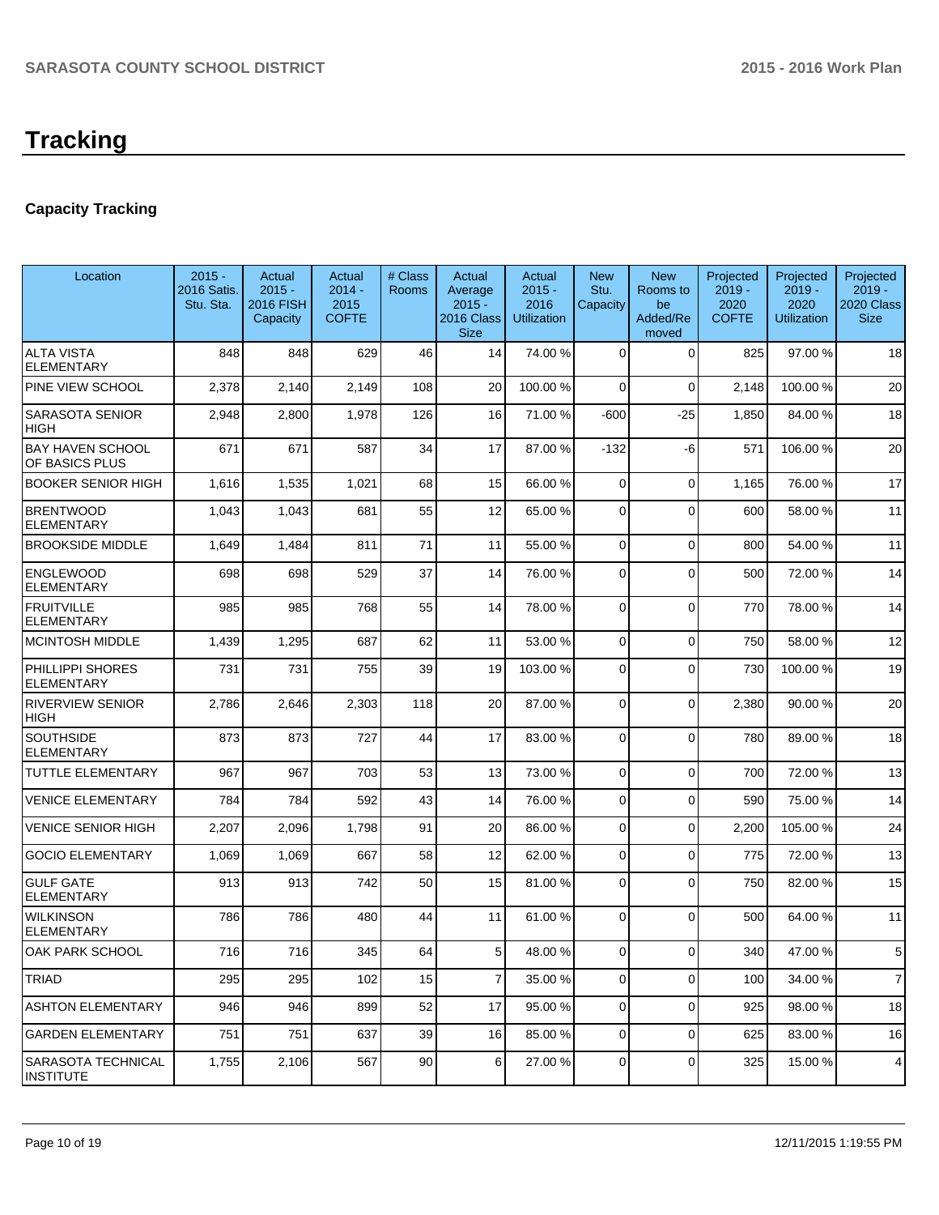# Tracking

## Capacity Tracking

| Location | 2015 - 2016 Satis. Stu. Sta. | Actual 2015 - 2016 FISH Capacity | Actual 2014 - 2015 COFTE | # Class Rooms | Actual Average 2015 - 2016 Class Size | Actual 2015 - 2016 Utilization | New Stu. Capacity | New Rooms to be Added/Removed | Projected 2019 - 2020 COFTE | Projected 2019 - 2020 Utilization | Projected 2019 - 2020 Class Size |
|---|---|---|---|---|---|---|---|---|---|---|---|
| ALTA VISTA ELEMENTARY | 848 | 848 | 629 | 46 | 14 | 74.00 % | 0 | 0 | 825 | 97.00 % | 18 |
| PINE VIEW SCHOOL | 2,378 | 2,140 | 2,149 | 108 | 20 | 100.00 % | 0 | 0 | 2,148 | 100.00 % | 20 |
| SARASOTA SENIOR HIGH | 2,948 | 2,800 | 1,978 | 126 | 16 | 71.00 % | -600 | -25 | 1,850 | 84.00 % | 18 |
| BAY HAVEN SCHOOL OF BASICS PLUS | 671 | 671 | 587 | 34 | 17 | 87.00 % | -132 | -6 | 571 | 106.00 % | 20 |
| BOOKER SENIOR HIGH | 1,616 | 1,535 | 1,021 | 68 | 15 | 66.00 % | 0 | 0 | 1,165 | 76.00 % | 17 |
| BRENTWOOD ELEMENTARY | 1,043 | 1,043 | 681 | 55 | 12 | 65.00 % | 0 | 0 | 600 | 58.00 % | 11 |
| BROOKSIDE MIDDLE | 1,649 | 1,484 | 811 | 71 | 11 | 55.00 % | 0 | 0 | 800 | 54.00 % | 11 |
| ENGLEWOOD ELEMENTARY | 698 | 698 | 529 | 37 | 14 | 76.00 % | 0 | 0 | 500 | 72.00 % | 14 |
| FRUITVILLE ELEMENTARY | 985 | 985 | 768 | 55 | 14 | 78.00 % | 0 | 0 | 770 | 78.00 % | 14 |
| MCINTOSH MIDDLE | 1,439 | 1,295 | 687 | 62 | 11 | 53.00 % | 0 | 0 | 750 | 58.00 % | 12 |
| PHILLIPPI SHORES ELEMENTARY | 731 | 731 | 755 | 39 | 19 | 103.00 % | 0 | 0 | 730 | 100.00 % | 19 |
| RIVERVIEW SENIOR HIGH | 2,786 | 2,646 | 2,303 | 118 | 20 | 87.00 % | 0 | 0 | 2,380 | 90.00 % | 20 |
| SOUTHSIDE ELEMENTARY | 873 | 873 | 727 | 44 | 17 | 83.00 % | 0 | 0 | 780 | 89.00 % | 18 |
| TUTTLE ELEMENTARY | 967 | 967 | 703 | 53 | 13 | 73.00 % | 0 | 0 | 700 | 72.00 % | 13 |
| VENICE ELEMENTARY | 784 | 784 | 592 | 43 | 14 | 76.00 % | 0 | 0 | 590 | 75.00 % | 14 |
| VENICE SENIOR HIGH | 2,207 | 2,096 | 1,798 | 91 | 20 | 86.00 % | 0 | 0 | 2,200 | 105.00 % | 24 |
| GOCIO ELEMENTARY | 1,069 | 1,069 | 667 | 58 | 12 | 62.00 % | 0 | 0 | 775 | 72.00 % | 13 |
| GULF GATE ELEMENTARY | 913 | 913 | 742 | 50 | 15 | 81.00 % | 0 | 0 | 750 | 82.00 % | 15 |
| WILKINSON ELEMENTARY | 786 | 786 | 480 | 44 | 11 | 61.00 % | 0 | 0 | 500 | 64.00 % | 11 |
| OAK PARK SCHOOL | 716 | 716 | 345 | 64 | 5 | 48.00 % | 0 | 0 | 340 | 47.00 % | 5 |
| TRIAD | 295 | 295 | 102 | 15 | 7 | 35.00 % | 0 | 0 | 100 | 34.00 % | 7 |
| ASHTON ELEMENTARY | 946 | 946 | 899 | 52 | 17 | 95.00 % | 0 | 0 | 925 | 98.00 % | 18 |
| GARDEN ELEMENTARY | 751 | 751 | 637 | 39 | 16 | 85.00 % | 0 | 0 | 625 | 83.00 % | 16 |
| SARASOTA TECHNICAL INSTITUTE | 1,755 | 2,106 | 567 | 90 | 6 | 27.00 % | 0 | 0 | 325 | 15.00 % | 4 |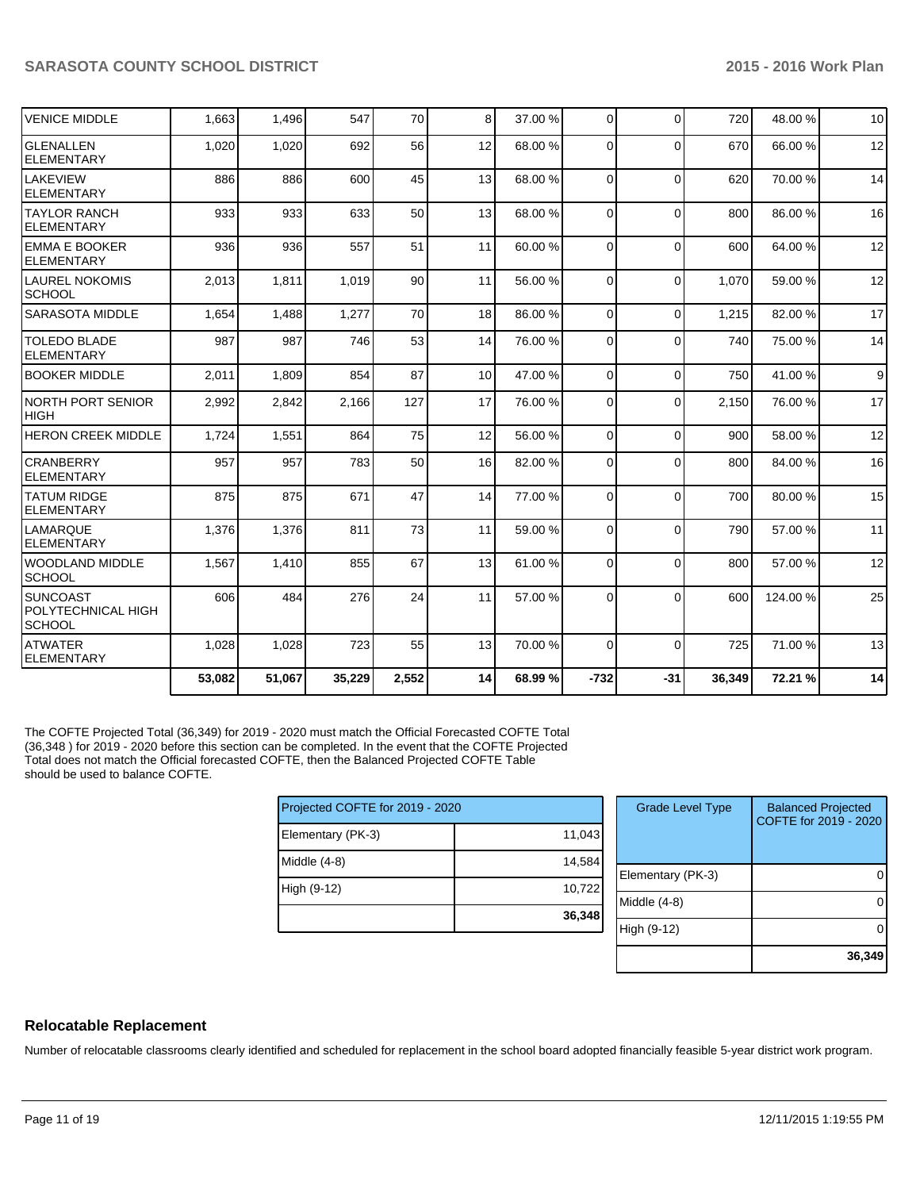| | | | | | | | | | | | |
|---|---|---|---|---|---|---|---|---|---|---|---|
| VENICE MIDDLE | 1,663 | 1,496 | 547 | 70 | 8 | 37.00 % | 0 | 0 | 720 | 48.00 % | 10 |
| GLENALLEN ELEMENTARY | 1,020 | 1,020 | 692 | 56 | 12 | 68.00 % | 0 | 0 | 670 | 66.00 % | 12 |
| LAKEVIEW ELEMENTARY | 886 | 886 | 600 | 45 | 13 | 68.00 % | 0 | 0 | 620 | 70.00 % | 14 |
| TAYLOR RANCH ELEMENTARY | 933 | 933 | 633 | 50 | 13 | 68.00 % | 0 | 0 | 800 | 86.00 % | 16 |
| EMMA E BOOKER ELEMENTARY | 936 | 936 | 557 | 51 | 11 | 60.00 % | 0 | 0 | 600 | 64.00 % | 12 |
| LAUREL NOKOMIS SCHOOL | 2,013 | 1,811 | 1,019 | 90 | 11 | 56.00 % | 0 | 0 | 1,070 | 59.00 % | 12 |
| SARASOTA MIDDLE | 1,654 | 1,488 | 1,277 | 70 | 18 | 86.00 % | 0 | 0 | 1,215 | 82.00 % | 17 |
| TOLEDO BLADE ELEMENTARY | 987 | 987 | 746 | 53 | 14 | 76.00 % | 0 | 0 | 740 | 75.00 % | 14 |
| BOOKER MIDDLE | 2,011 | 1,809 | 854 | 87 | 10 | 47.00 % | 0 | 0 | 750 | 41.00 % | 9 |
| NORTH PORT SENIOR HIGH | 2,992 | 2,842 | 2,166 | 127 | 17 | 76.00 % | 0 | 0 | 2,150 | 76.00 % | 17 |
| HERON CREEK MIDDLE | 1,724 | 1,551 | 864 | 75 | 12 | 56.00 % | 0 | 0 | 900 | 58.00 % | 12 |
| CRANBERRY ELEMENTARY | 957 | 957 | 783 | 50 | 16 | 82.00 % | 0 | 0 | 800 | 84.00 % | 16 |
| TATUM RIDGE ELEMENTARY | 875 | 875 | 671 | 47 | 14 | 77.00 % | 0 | 0 | 700 | 80.00 % | 15 |
| LAMARQUE ELEMENTARY | 1,376 | 1,376 | 811 | 73 | 11 | 59.00 % | 0 | 0 | 790 | 57.00 % | 11 |
| WOODLAND MIDDLE SCHOOL | 1,567 | 1,410 | 855 | 67 | 13 | 61.00 % | 0 | 0 | 800 | 57.00 % | 12 |
| SUNCOAST POLYTECHNICAL HIGH SCHOOL | 606 | 484 | 276 | 24 | 11 | 57.00 % | 0 | 0 | 600 | 124.00 % | 25 |
| ATWATER ELEMENTARY | 1,028 | 1,028 | 723 | 55 | 13 | 70.00 % | 0 | 0 | 725 | 71.00 % | 13 |
| | **53,082** | **51,067** | **35,229** | **2,552** | **14** | **68.99 %** | **-732** | **-31** | **36,349** | **72.21 %** | **14** |

The COFTE Projected Total (36,349) for 2019 - 2020 must match the Official Forecasted COFTE Total (36,348 ) for 2019 - 2020 before this section can be completed. In the event that the COFTE Projected Total does not match the Official forecasted COFTE, then the Balanced Projected COFTE Table should be used to balance COFTE.

| Projected COFTE for 2019 - 2020 | |
|---|---|
| Elementary (PK-3) | 11,043 |
| Middle (4-8) | 14,584 |
| High (9-12) | 10,722 |
| | **36,348** |

| Grade Level Type | Balanced Projected COFTE for 2019 - 2020 |
|---|---|
| Elementary (PK-3) | 0 |
| Middle (4-8) | 0 |
| High (9-12) | 0 |
| | **36,349** |

## Relocatable Replacement

Number of relocatable classrooms clearly identified and scheduled for replacement in the school board adopted financially feasible 5-year district work program.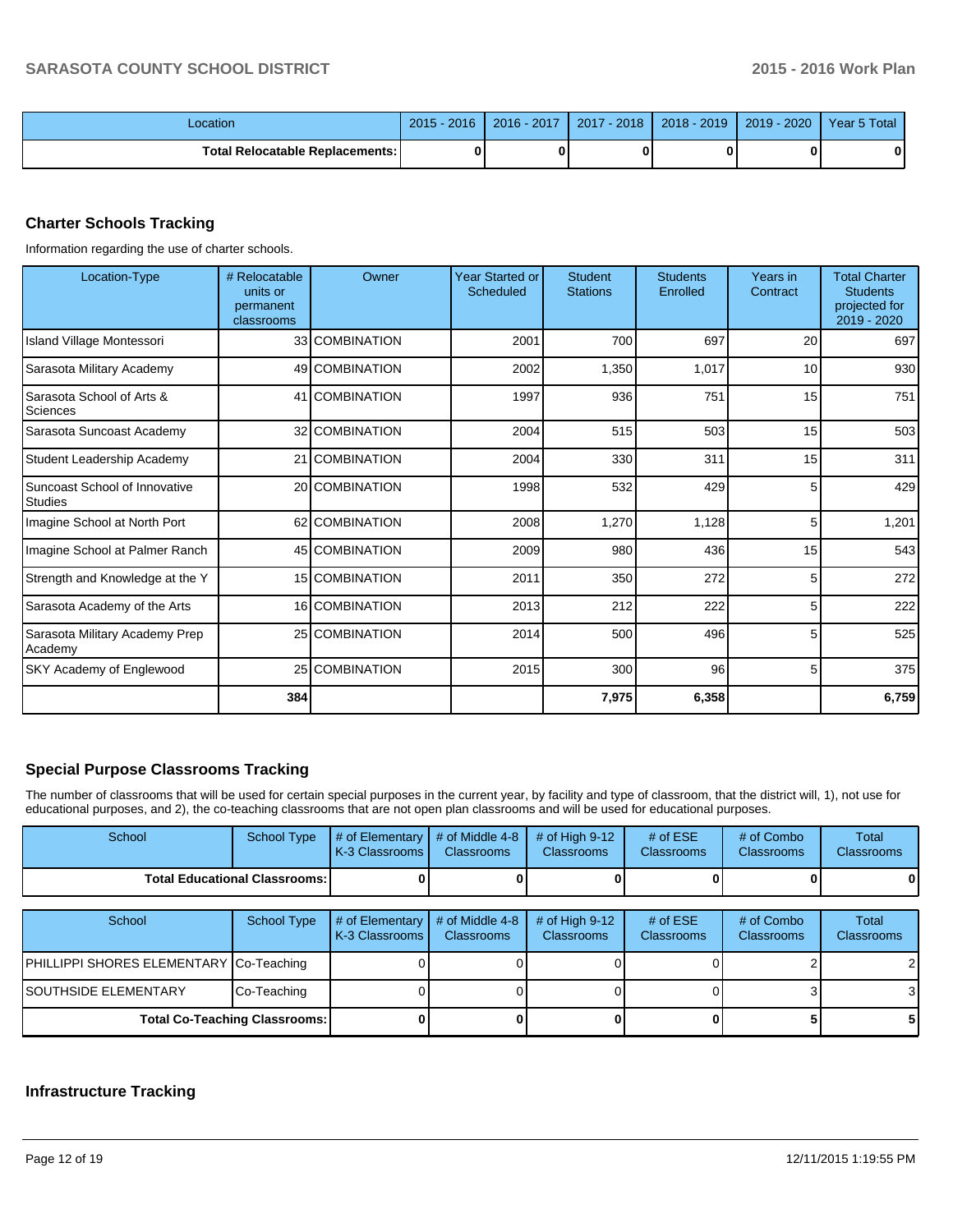| Location | 2015 - 2016 | 2016 - 2017 | 2017 - 2018 | 2018 - 2019 | 2019 - 2020 | Year 5 Total |
|---|---|---|---|---|---|---|
| **Total Relocatable Replacements:** | **0** | **0** | **0** | **0** | **0** | **0** |

## Charter Schools Tracking

Information regarding the use of charter schools.

| Location-Type | # Relocatable units or permanent classrooms | Owner | Year Started or Scheduled | Student Stations | Students Enrolled | Years in Contract | Total Charter Students projected for 2019 - 2020 |
|---|---|---|---|---|---|---|---|
| Island Village Montessori | 33 | COMBINATION | 2001 | 700 | 697 | 20 | 697 |
| Sarasota Military Academy | 49 | COMBINATION | 2002 | 1,350 | 1,017 | 10 | 930 |
| Sarasota School of Arts & Sciences | 41 | COMBINATION | 1997 | 936 | 751 | 15 | 751 |
| Sarasota Suncoast Academy | 32 | COMBINATION | 2004 | 515 | 503 | 15 | 503 |
| Student Leadership Academy | 21 | COMBINATION | 2004 | 330 | 311 | 15 | 311 |
| Suncoast School of Innovative Studies | 20 | COMBINATION | 1998 | 532 | 429 | 5 | 429 |
| Imagine School at North Port | 62 | COMBINATION | 2008 | 1,270 | 1,128 | 5 | 1,201 |
| Imagine School at Palmer Ranch | 45 | COMBINATION | 2009 | 980 | 436 | 15 | 543 |
| Strength and Knowledge at the Y | 15 | COMBINATION | 2011 | 350 | 272 | 5 | 272 |
| Sarasota Academy of the Arts | 16 | COMBINATION | 2013 | 212 | 222 | 5 | 222 |
| Sarasota Military Academy Prep Academy | 25 | COMBINATION | 2014 | 500 | 496 | 5 | 525 |
| SKY Academy of Englewood | 25 | COMBINATION | 2015 | 300 | 96 | 5 | 375 |
| | **384** | | | **7,975** | **6,358** | | **6,759** |

## Special Purpose Classrooms Tracking

The number of classrooms that will be used for certain special purposes in the current year, by facility and type of classroom, that the district will, 1), not use for educational purposes, and 2), the co-teaching classrooms that are not open plan classrooms and will be used for educational purposes.

| School | School Type | # of Elementary K-3 Classrooms | # of Middle 4-8 Classrooms | # of High 9-12 Classrooms | # of ESE Classrooms | # of Combo Classrooms | Total Classrooms |
|---|---|---|---|---|---|---|---|
| **Total Educational Classrooms:** | | **0** | **0** | **0** | **0** | **0** | **0** |

| School | School Type | # of Elementary K-3 Classrooms | # of Middle 4-8 Classrooms | # of High 9-12 Classrooms | # of ESE Classrooms | # of Combo Classrooms | Total Classrooms |
|---|---|---|---|---|---|---|---|
| PHILLIPPI SHORES ELEMENTARY | Co-Teaching | 0 | 0 | 0 | 0 | 2 | 2 |
| SOUTHSIDE ELEMENTARY | Co-Teaching | 0 | 0 | 0 | 0 | 3 | 3 |
| **Total Co-Teaching Classrooms:** | | **0** | **0** | **0** | **0** | **5** | **5** |

## Infrastructure Tracking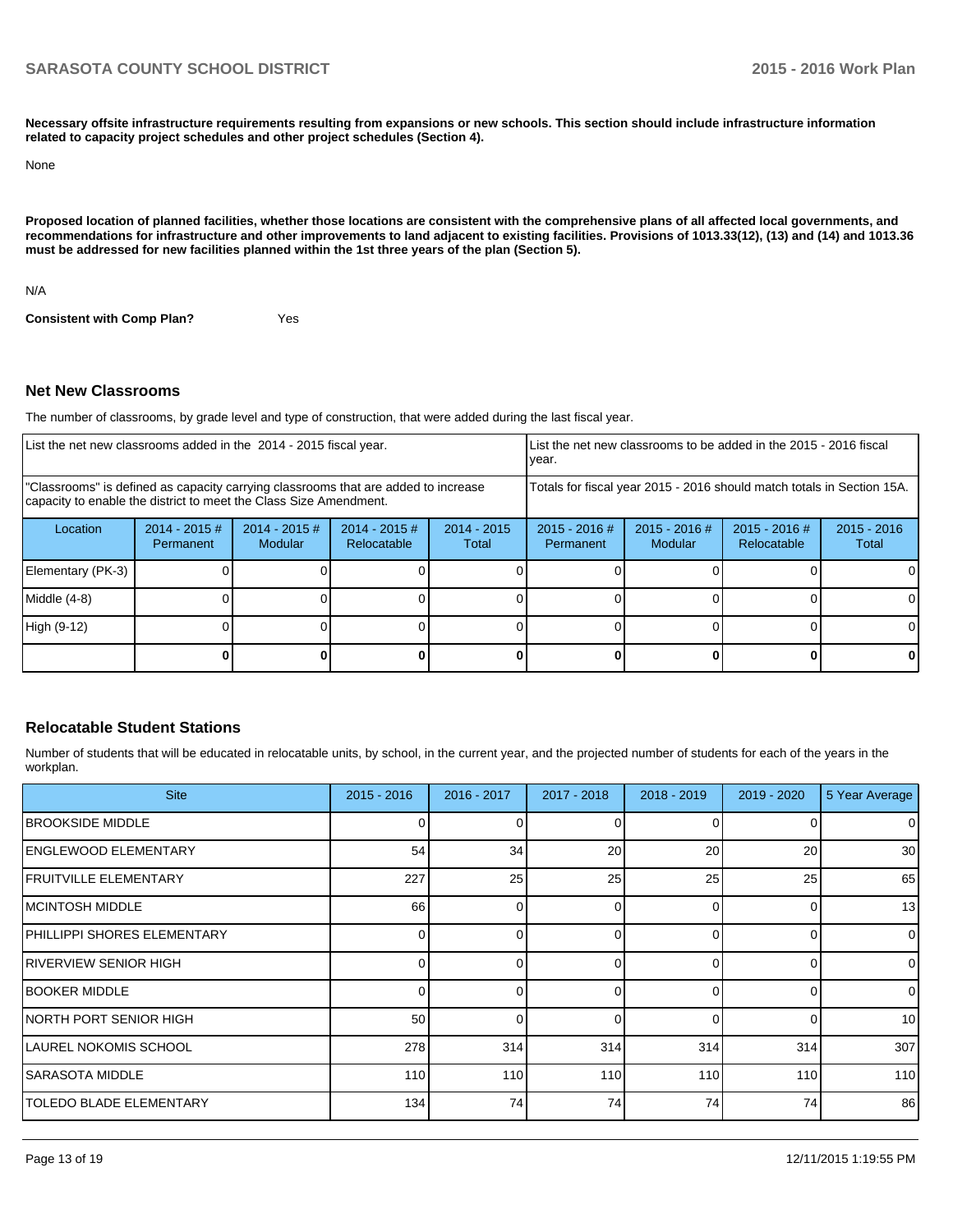**Necessary offsite infrastructure requirements resulting from expansions or new schools. This section should include infrastructure information related to capacity project schedules and other project schedules (Section 4).**

None

**Proposed location of planned facilities, whether those locations are consistent with the comprehensive plans of all affected local governments, and recommendations for infrastructure and other improvements to land adjacent to existing facilities. Provisions of 1013.33(12), (13) and (14) and 1013.36 must be addressed for new facilities planned within the 1st three years of the plan (Section 5).**

N/A

**Consistent with Comp Plan?** Yes

## Net New Classrooms

The number of classrooms, by grade level and type of construction, that were added during the last fiscal year.

| List the net new classrooms added in the 2014 - 2015 fiscal year. | | | | | List the net new classrooms to be added in the 2015 - 2016 fiscal year. | | | |
|---|---|---|---|---|---|---|---|---|
| "Classrooms" is defined as capacity carrying classrooms that are added to increase capacity to enable the district to meet the Class Size Amendment. | | | | | Totals for fiscal year 2015 - 2016 should match totals in Section 15A. | | | |
| Location | 2014 - 2015 # Permanent | 2014 - 2015 # Modular | 2014 - 2015 # Relocatable | 2014 - 2015 Total | 2015 - 2016 # Permanent | 2015 - 2016 # Modular | 2015 - 2016 # Relocatable | 2015 - 2016 Total |
| Elementary (PK-3) | 0 | 0 | 0 | 0 | 0 | 0 | 0 | 0 |
| Middle (4-8) | 0 | 0 | 0 | 0 | 0 | 0 | 0 | 0 |
| High (9-12) | 0 | 0 | 0 | 0 | 0 | 0 | 0 | 0 |
| | **0** | **0** | **0** | **0** | **0** | **0** | **0** | **0** |

## Relocatable Student Stations

Number of students that will be educated in relocatable units, by school, in the current year, and the projected number of students for each of the years in the workplan.

| Site | 2015 - 2016 | 2016 - 2017 | 2017 - 2018 | 2018 - 2019 | 2019 - 2020 | 5 Year Average |
|---|---|---|---|---|---|---|
| BROOKSIDE MIDDLE | 0 | 0 | 0 | 0 | 0 | 0 |
| ENGLEWOOD ELEMENTARY | 54 | 34 | 20 | 20 | 20 | 30 |
| FRUITVILLE ELEMENTARY | 227 | 25 | 25 | 25 | 25 | 65 |
| MCINTOSH MIDDLE | 66 | 0 | 0 | 0 | 0 | 13 |
| PHILLIPPI SHORES ELEMENTARY | 0 | 0 | 0 | 0 | 0 | 0 |
| RIVERVIEW SENIOR HIGH | 0 | 0 | 0 | 0 | 0 | 0 |
| BOOKER MIDDLE | 0 | 0 | 0 | 0 | 0 | 0 |
| NORTH PORT SENIOR HIGH | 50 | 0 | 0 | 0 | 0 | 10 |
| LAUREL NOKOMIS SCHOOL | 278 | 314 | 314 | 314 | 314 | 307 |
| SARASOTA MIDDLE | 110 | 110 | 110 | 110 | 110 | 110 |
| TOLEDO BLADE ELEMENTARY | 134 | 74 | 74 | 74 | 74 | 86 |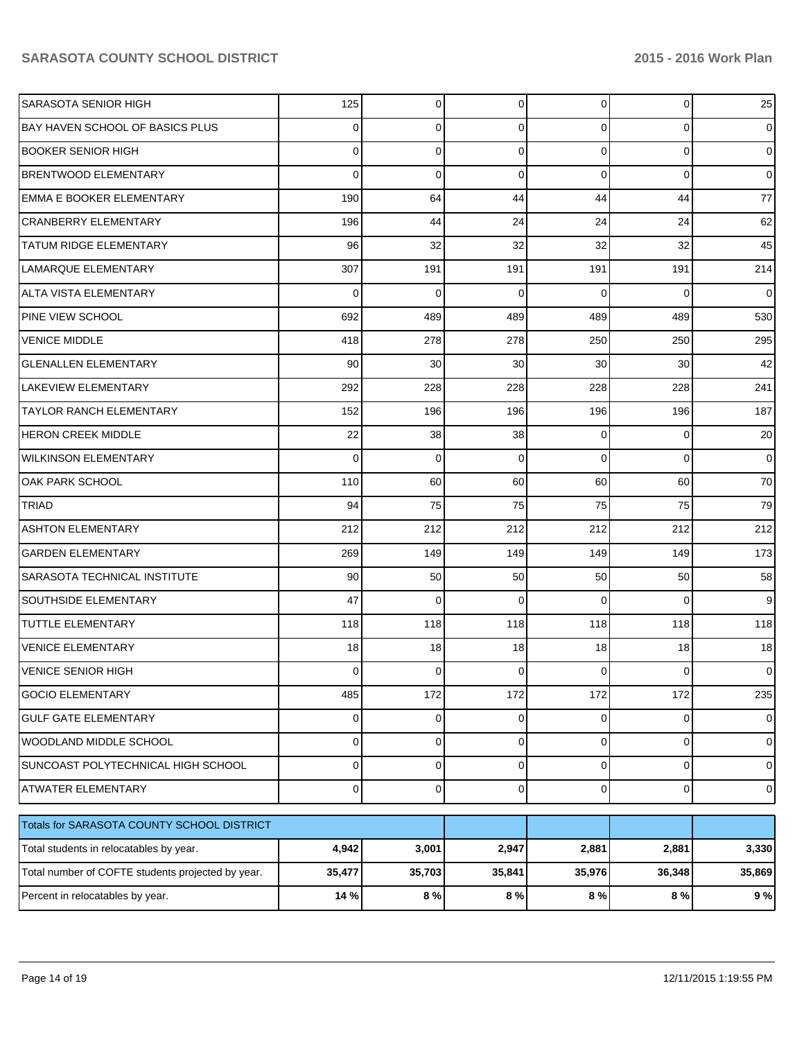| | | | | | | |
|---|---|---|---|---|---|---|
| SARASOTA SENIOR HIGH | 125 | 0 | 0 | 0 | 0 | 25 |
| BAY HAVEN SCHOOL OF BASICS PLUS | 0 | 0 | 0 | 0 | 0 | 0 |
| BOOKER SENIOR HIGH | 0 | 0 | 0 | 0 | 0 | 0 |
| BRENTWOOD ELEMENTARY | 0 | 0 | 0 | 0 | 0 | 0 |
| EMMA E BOOKER ELEMENTARY | 190 | 64 | 44 | 44 | 44 | 77 |
| CRANBERRY ELEMENTARY | 196 | 44 | 24 | 24 | 24 | 62 |
| TATUM RIDGE ELEMENTARY | 96 | 32 | 32 | 32 | 32 | 45 |
| LAMARQUE ELEMENTARY | 307 | 191 | 191 | 191 | 191 | 214 |
| ALTA VISTA ELEMENTARY | 0 | 0 | 0 | 0 | 0 | 0 |
| PINE VIEW SCHOOL | 692 | 489 | 489 | 489 | 489 | 530 |
| VENICE MIDDLE | 418 | 278 | 278 | 250 | 250 | 295 |
| GLENALLEN ELEMENTARY | 90 | 30 | 30 | 30 | 30 | 42 |
| LAKEVIEW ELEMENTARY | 292 | 228 | 228 | 228 | 228 | 241 |
| TAYLOR RANCH ELEMENTARY | 152 | 196 | 196 | 196 | 196 | 187 |
| HERON CREEK MIDDLE | 22 | 38 | 38 | 0 | 0 | 20 |
| WILKINSON ELEMENTARY | 0 | 0 | 0 | 0 | 0 | 0 |
| OAK PARK SCHOOL | 110 | 60 | 60 | 60 | 60 | 70 |
| TRIAD | 94 | 75 | 75 | 75 | 75 | 79 |
| ASHTON ELEMENTARY | 212 | 212 | 212 | 212 | 212 | 212 |
| GARDEN ELEMENTARY | 269 | 149 | 149 | 149 | 149 | 173 |
| SARASOTA TECHNICAL INSTITUTE | 90 | 50 | 50 | 50 | 50 | 58 |
| SOUTHSIDE ELEMENTARY | 47 | 0 | 0 | 0 | 0 | 9 |
| TUTTLE ELEMENTARY | 118 | 118 | 118 | 118 | 118 | 118 |
| VENICE ELEMENTARY | 18 | 18 | 18 | 18 | 18 | 18 |
| VENICE SENIOR HIGH | 0 | 0 | 0 | 0 | 0 | 0 |
| GOCIO ELEMENTARY | 485 | 172 | 172 | 172 | 172 | 235 |
| GULF GATE ELEMENTARY | 0 | 0 | 0 | 0 | 0 | 0 |
| WOODLAND MIDDLE SCHOOL | 0 | 0 | 0 | 0 | 0 | 0 |
| SUNCOAST POLYTECHNICAL HIGH SCHOOL | 0 | 0 | 0 | 0 | 0 | 0 |
| ATWATER ELEMENTARY | 0 | 0 | 0 | 0 | 0 | 0 |

| Totals for SARASOTA COUNTY SCHOOL DISTRICT | | | | | | |
|---|---|---|---|---|---|---|
| Total students in relocatables by year. | **4,942** | **3,001** | **2,947** | **2,881** | **2,881** | **3,330** |
| Total number of COFTE students projected by year. | **35,477** | **35,703** | **35,841** | **35,976** | **36,348** | **35,869** |
| Percent in relocatables by year. | **14 %** | **8 %** | **8 %** | **8 %** | **8 %** | **9 %** |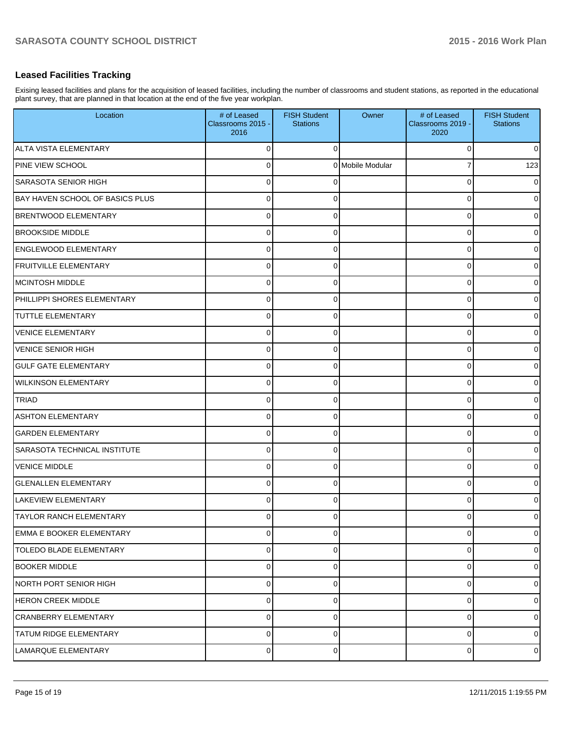## Leased Facilities Tracking

Exising leased facilities and plans for the acquisition of leased facilities, including the number of classrooms and student stations, as reported in the educational plant survey, that are planned in that location at the end of the five year workplan.

| Location | # of Leased Classrooms 2015 - 2016 | FISH Student Stations | Owner | # of Leased Classrooms 2019 - 2020 | FISH Student Stations |
|---|---|---|---|---|---|
| ALTA VISTA ELEMENTARY | 0 | 0 | | 0 | 0 |
| PINE VIEW SCHOOL | 0 | 0 | Mobile Modular | 7 | 123 |
| SARASOTA SENIOR HIGH | 0 | 0 | | 0 | 0 |
| BAY HAVEN SCHOOL OF BASICS PLUS | 0 | 0 | | 0 | 0 |
| BRENTWOOD ELEMENTARY | 0 | 0 | | 0 | 0 |
| BROOKSIDE MIDDLE | 0 | 0 | | 0 | 0 |
| ENGLEWOOD ELEMENTARY | 0 | 0 | | 0 | 0 |
| FRUITVILLE ELEMENTARY | 0 | 0 | | 0 | 0 |
| MCINTOSH MIDDLE | 0 | 0 | | 0 | 0 |
| PHILLIPPI SHORES ELEMENTARY | 0 | 0 | | 0 | 0 |
| TUTTLE ELEMENTARY | 0 | 0 | | 0 | 0 |
| VENICE ELEMENTARY | 0 | 0 | | 0 | 0 |
| VENICE SENIOR HIGH | 0 | 0 | | 0 | 0 |
| GULF GATE ELEMENTARY | 0 | 0 | | 0 | 0 |
| WILKINSON ELEMENTARY | 0 | 0 | | 0 | 0 |
| TRIAD | 0 | 0 | | 0 | 0 |
| ASHTON ELEMENTARY | 0 | 0 | | 0 | 0 |
| GARDEN ELEMENTARY | 0 | 0 | | 0 | 0 |
| SARASOTA TECHNICAL INSTITUTE | 0 | 0 | | 0 | 0 |
| VENICE MIDDLE | 0 | 0 | | 0 | 0 |
| GLENALLEN ELEMENTARY | 0 | 0 | | 0 | 0 |
| LAKEVIEW ELEMENTARY | 0 | 0 | | 0 | 0 |
| TAYLOR RANCH ELEMENTARY | 0 | 0 | | 0 | 0 |
| EMMA E BOOKER ELEMENTARY | 0 | 0 | | 0 | 0 |
| TOLEDO BLADE ELEMENTARY | 0 | 0 | | 0 | 0 |
| BOOKER MIDDLE | 0 | 0 | | 0 | 0 |
| NORTH PORT SENIOR HIGH | 0 | 0 | | 0 | 0 |
| HERON CREEK MIDDLE | 0 | 0 | | 0 | 0 |
| CRANBERRY ELEMENTARY | 0 | 0 | | 0 | 0 |
| TATUM RIDGE ELEMENTARY | 0 | 0 | | 0 | 0 |
| LAMARQUE ELEMENTARY | 0 | 0 | | 0 | 0 |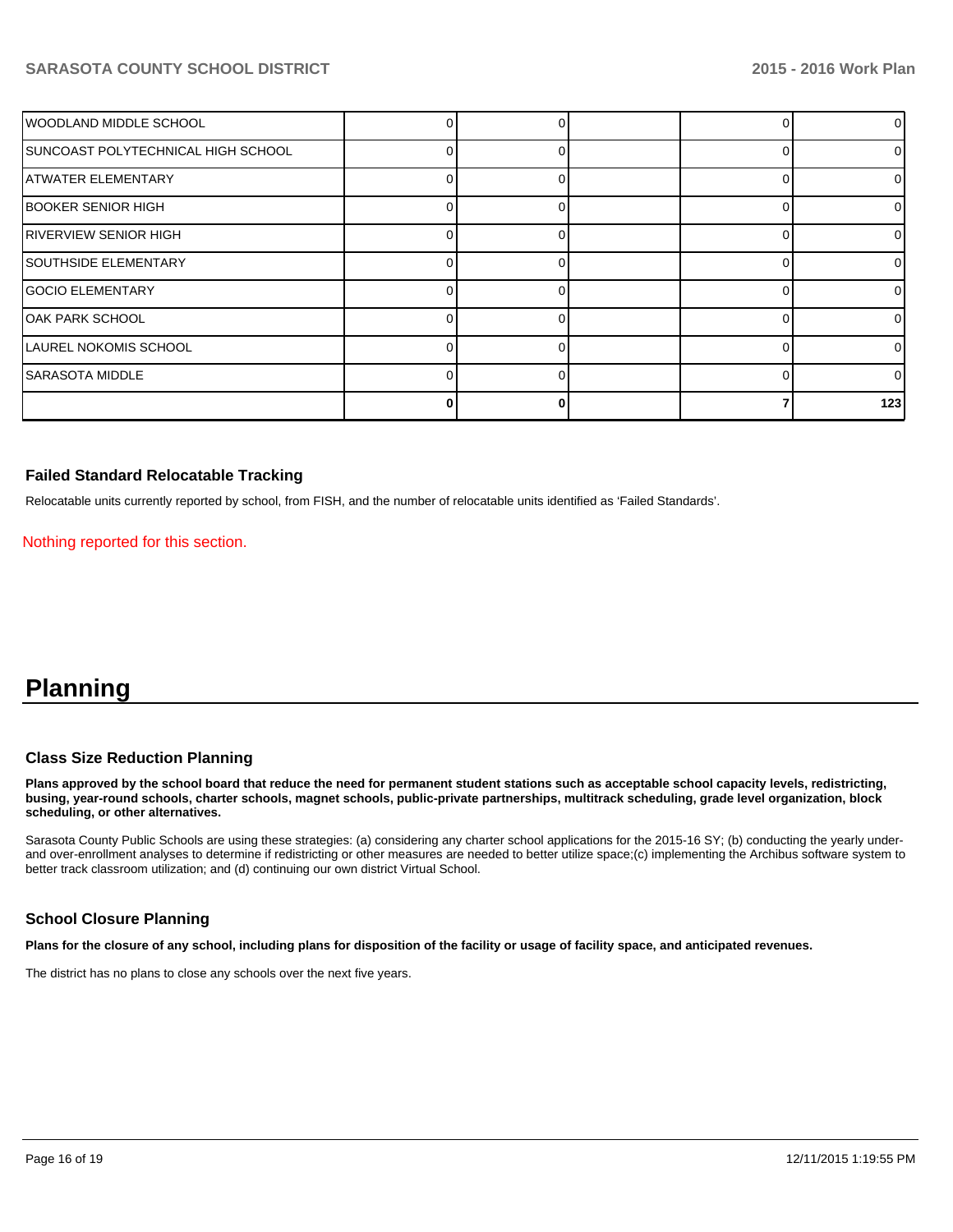| | | | | | |
|---|---|---|---|---|---|
| WOODLAND MIDDLE SCHOOL | 0 | 0 | | 0 | 0 |
| SUNCOAST POLYTECHNICAL HIGH SCHOOL | 0 | 0 | | 0 | 0 |
| ATWATER ELEMENTARY | 0 | 0 | | 0 | 0 |
| BOOKER SENIOR HIGH | 0 | 0 | | 0 | 0 |
| RIVERVIEW SENIOR HIGH | 0 | 0 | | 0 | 0 |
| SOUTHSIDE ELEMENTARY | 0 | 0 | | 0 | 0 |
| GOCIO ELEMENTARY | 0 | 0 | | 0 | 0 |
| OAK PARK SCHOOL | 0 | 0 | | 0 | 0 |
| LAUREL NOKOMIS SCHOOL | 0 | 0 | | 0 | 0 |
| SARASOTA MIDDLE | 0 | 0 | | 0 | 0 |
| | **0** | **0** | | **7** | **123** |

### Failed Standard Relocatable Tracking

Relocatable units currently reported by school, from FISH, and the number of relocatable units identified as 'Failed Standards'.

Nothing reported for this section.

# Planning

### Class Size Reduction Planning

**Plans approved by the school board that reduce the need for permanent student stations such as acceptable school capacity levels, redistricting, busing, year-round schools, charter schools, magnet schools, public-private partnerships, multitrack scheduling, grade level organization, block scheduling, or other alternatives.**

Sarasota County Public Schools are using these strategies: (a) considering any charter school applications for the 2015-16 SY; (b) conducting the yearly under- and over-enrollment analyses to determine if redistricting or other measures are needed to better utilize space;(c) implementing the Archibus software system to better track classroom utilization; and (d) continuing our own district Virtual School.

### School Closure Planning

**Plans for the closure of any school, including plans for disposition of the facility or usage of facility space, and anticipated revenues.**

The district has no plans to close any schools over the next five years.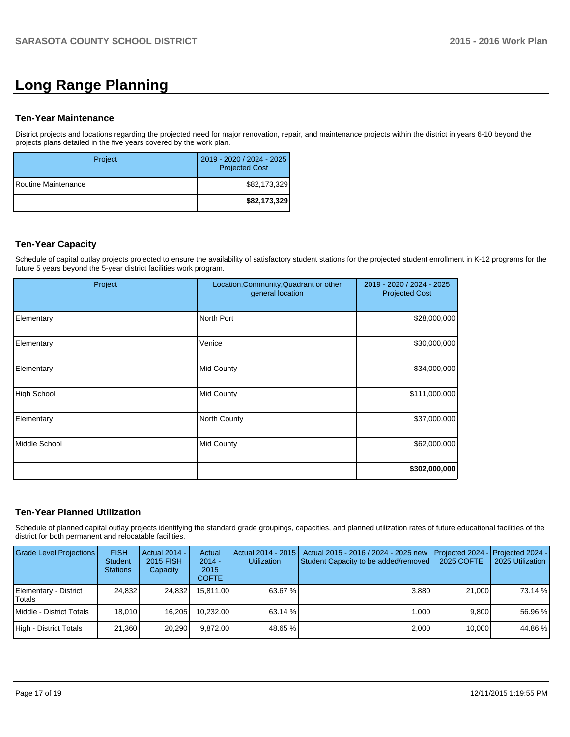# Long Range Planning

### Ten-Year Maintenance

District projects and locations regarding the projected need for major renovation, repair, and maintenance projects within the district in years 6-10 beyond the projects plans detailed in the five years covered by the work plan.

| Project | 2019 - 2020 / 2024 - 2025 Projected Cost |
|---|---|
| Routine Maintenance | $82,173,329 |
| | **$82,173,329** |

### Ten-Year Capacity

Schedule of capital outlay projects projected to ensure the availability of satisfactory student stations for the projected student enrollment in K-12 programs for the future 5 years beyond the 5-year district facilities work program.

| Project | Location,Community,Quadrant or other general location | 2019 - 2020 / 2024 - 2025 Projected Cost |
|---|---|---|
| Elementary | North Port | $28,000,000 |
| Elementary | Venice | $30,000,000 |
| Elementary | Mid County | $34,000,000 |
| High School | Mid County | $111,000,000 |
| Elementary | North County | $37,000,000 |
| Middle School | Mid County | $62,000,000 |
| | | **$302,000,000** |

### Ten-Year Planned Utilization

Schedule of planned capital outlay projects identifying the standard grade groupings, capacities, and planned utilization rates of future educational facilities of the district for both permanent and relocatable facilities.

| Grade Level Projections | FISH Student Stations | Actual 2014 - 2015 FISH Capacity | Actual 2014 - 2015 COFTE | Actual 2014 - 2015 Utilization | Actual 2015 - 2016 / 2024 - 2025 new Student Capacity to be added/removed | Projected 2024 - 2025 COFTE | Projected 2024 - 2025 Utilization |
|---|---|---|---|---|---|---|---|
| Elementary - District Totals | 24,832 | 24,832 | 15,811.00 | 63.67 % | 3,880 | 21,000 | 73.14 % |
| Middle - District Totals | 18,010 | 16,205 | 10,232.00 | 63.14 % | 1,000 | 9,800 | 56.96 % |
| High - District Totals | 21,360 | 20,290 | 9,872.00 | 48.65 % | 2,000 | 10,000 | 44.86 % |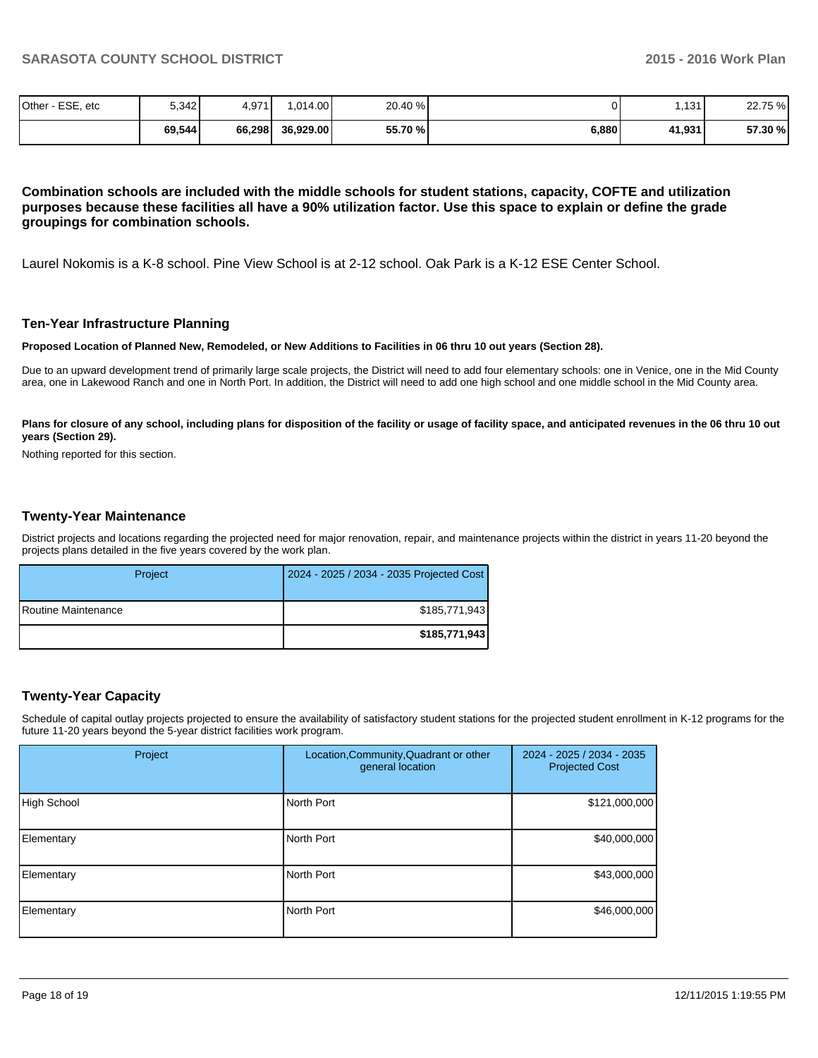| Other - ESE, etc | 5,342 | 4,971 | 1,014.00 | 20.40 % | 0 | 1,131 | 22.75 % |
|---|---|---|---|---|---|---|---|
| | **69,544** | **66,298** | **36,929.00** | **55.70 %** | **6,880** | **41,931** | **57.30 %** |

**Combination schools are included with the middle schools for student stations, capacity, COFTE and utilization purposes because these facilities all have a 90% utilization factor. Use this space to explain or define the grade groupings for combination schools.**

Laurel Nokomis is a K-8 school. Pine View School is at 2-12 school. Oak Park is a K-12 ESE Center School.

## Ten-Year Infrastructure Planning

**Proposed Location of Planned New, Remodeled, or New Additions to Facilities in 06 thru 10 out years (Section 28).**

Due to an upward development trend of primarily large scale projects, the District will need to add four elementary schools: one in Venice, one in the Mid County area, one in Lakewood Ranch and one in North Port. In addition, the District will need to add one high school and one middle school in the Mid County area.

**Plans for closure of any school, including plans for disposition of the facility or usage of facility space, and anticipated revenues in the 06 thru 10 out years (Section 29).**

Nothing reported for this section.

## Twenty-Year Maintenance

District projects and locations regarding the projected need for major renovation, repair, and maintenance projects within the district in years 11-20 beyond the projects plans detailed in the five years covered by the work plan.

| Project | 2024 - 2025 / 2034 - 2035 Projected Cost |
|---|---|
| Routine Maintenance | $185,771,943 |
| | **$185,771,943** |

## Twenty-Year Capacity

Schedule of capital outlay projects projected to ensure the availability of satisfactory student stations for the projected student enrollment in K-12 programs for the future 11-20 years beyond the 5-year district facilities work program.

| Project | Location,Community,Quadrant or other general location | 2024 - 2025 / 2034 - 2035 Projected Cost |
|---|---|---|
| High School | North Port | $121,000,000 |
| Elementary | North Port | $40,000,000 |
| Elementary | North Port | $43,000,000 |
| Elementary | North Port | $46,000,000 |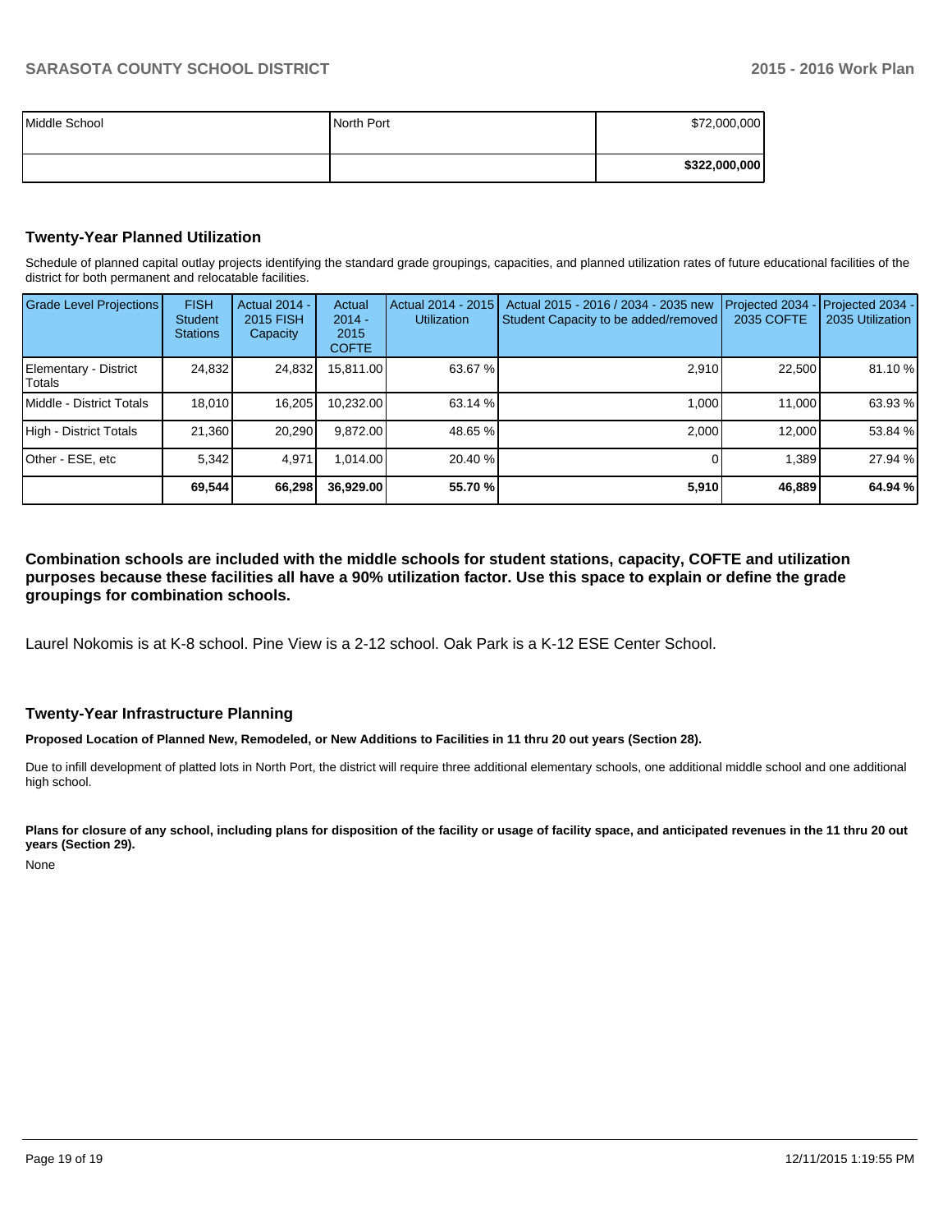| | | |
|---|---|---|
| Middle School | North Port | $72,000,000 |
| | | **$322,000,000** |

### Twenty-Year Planned Utilization

Schedule of planned capital outlay projects identifying the standard grade groupings, capacities, and planned utilization rates of future educational facilities of the district for both permanent and relocatable facilities.

| Grade Level Projections | FISH Student Stations | Actual 2014 - 2015 FISH Capacity | Actual 2014 - 2015 COFTE | Actual 2014 - 2015 Utilization | Actual 2015 - 2016 / 2034 - 2035 new Student Capacity to be added/removed | Projected 2034 - 2035 COFTE | Projected 2034 - 2035 Utilization |
|---|---|---|---|---|---|---|---|
| Elementary - District Totals | 24,832 | 24,832 | 15,811.00 | 63.67 % | 2,910 | 22,500 | 81.10 % |
| Middle - District Totals | 18,010 | 16,205 | 10,232.00 | 63.14 % | 1,000 | 11,000 | 63.93 % |
| High - District Totals | 21,360 | 20,290 | 9,872.00 | 48.65 % | 2,000 | 12,000 | 53.84 % |
| Other - ESE, etc | 5,342 | 4,971 | 1,014.00 | 20.40 % | 0 | 1,389 | 27.94 % |
| | **69,544** | **66,298** | **36,929.00** | **55.70 %** | **5,910** | **46,889** | **64.94 %** |

**Combination schools are included with the middle schools for student stations, capacity, COFTE and utilization purposes because these facilities all have a 90% utilization factor. Use this space to explain or define the grade groupings for combination schools.**

Laurel Nokomis is at K-8 school. Pine View is a 2-12 school. Oak Park is a K-12 ESE Center School.

### Twenty-Year Infrastructure Planning

**Proposed Location of Planned New, Remodeled, or New Additions to Facilities in 11 thru 20 out years (Section 28).**

Due to infill development of platted lots in North Port, the district will require three additional elementary schools, one additional middle school and one additional high school.

**Plans for closure of any school, including plans for disposition of the facility or usage of facility space, and anticipated revenues in the 11 thru 20 out years (Section 29).**

None